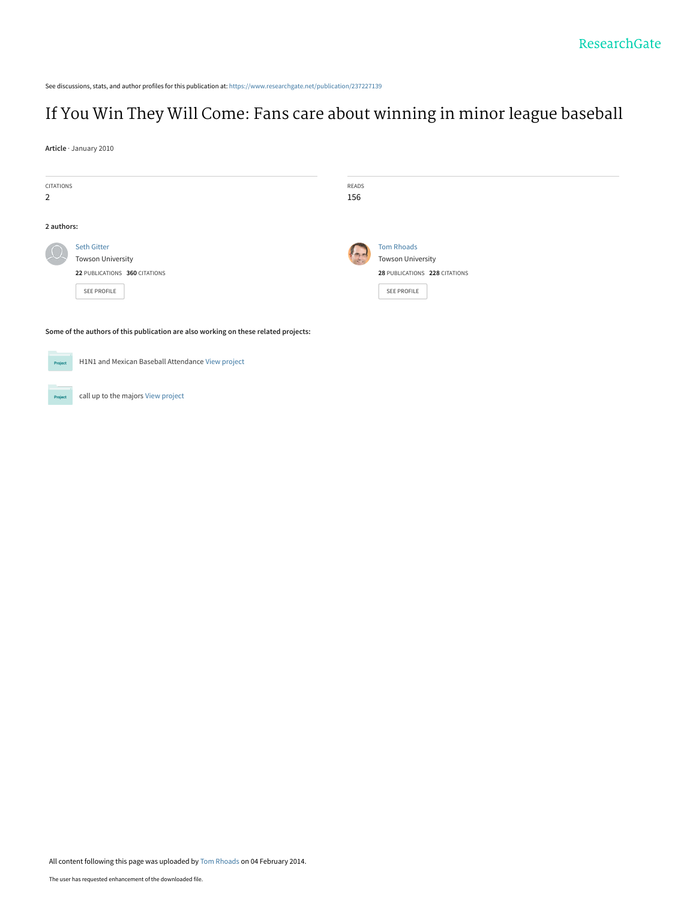ResearchGate

See discussions, stats, and author profiles for this publication at: https://www.researchgate.net/publication/237227139

# If You Win They Will Come: Fans care about winning in minor league baseball

**Article** · January 2010

CITATIONS
2

READS
156

**2 authors:**

Seth Gitter
Towson University
**22** PUBLICATIONS **360** CITATIONS
SEE PROFILE

Tom Rhoads
Towson University
**28** PUBLICATIONS **228** CITATIONS
SEE PROFILE

**Some of the authors of this publication are also working on these related projects:**

H1N1 and Mexican Baseball Attendance View project

call up to the majors View project

All content following this page was uploaded by Tom Rhoads on 04 February 2014.

The user has requested enhancement of the downloaded file.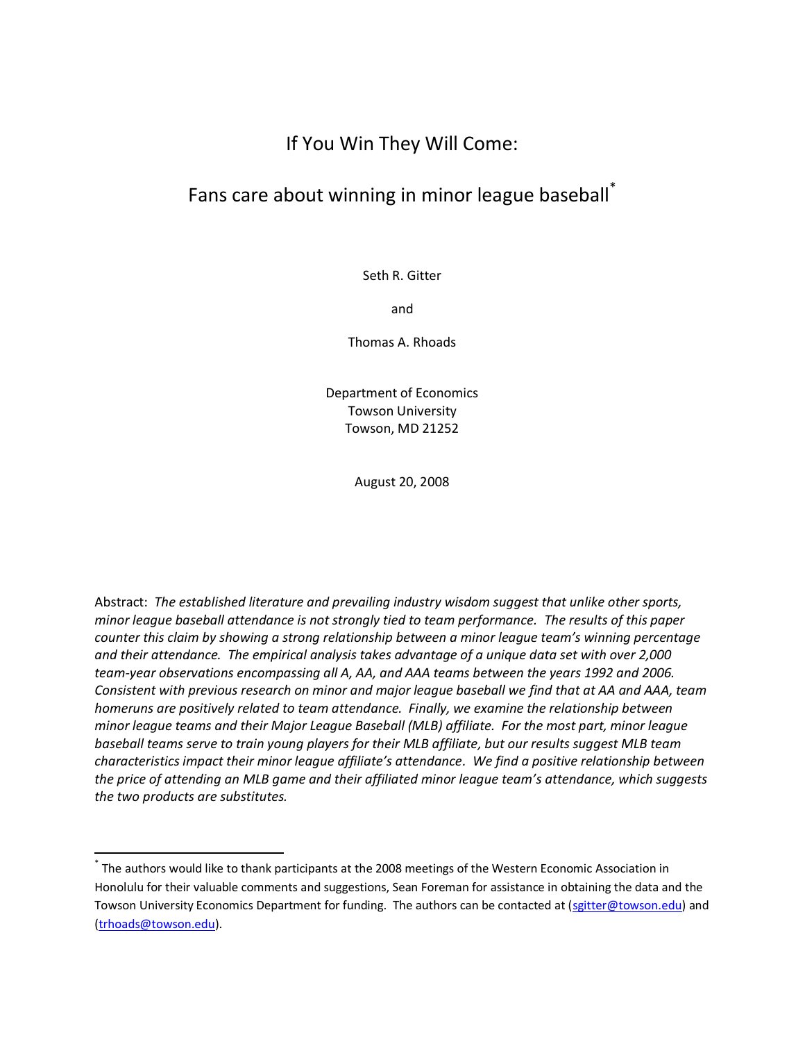# If You Win They Will Come:

## Fans care about winning in minor league baseball*

Seth R. Gitter

and

Thomas A. Rhoads

Department of Economics
Towson University
Towson, MD 21252

August 20, 2008

Abstract: *The established literature and prevailing industry wisdom suggest that unlike other sports, minor league baseball attendance is not strongly tied to team performance. The results of this paper counter this claim by showing a strong relationship between a minor league team's winning percentage and their attendance. The empirical analysis takes advantage of a unique data set with over 2,000 team-year observations encompassing all A, AA, and AAA teams between the years 1992 and 2006. Consistent with previous research on minor and major league baseball we find that at AA and AAA, team homeruns are positively related to team attendance. Finally, we examine the relationship between minor league teams and their Major League Baseball (MLB) affiliate. For the most part, minor league baseball teams serve to train young players for their MLB affiliate, but our results suggest MLB team characteristics impact their minor league affiliate's attendance. We find a positive relationship between the price of attending an MLB game and their affiliated minor league team's attendance, which suggests the two products are substitutes.*

---

* The authors would like to thank participants at the 2008 meetings of the Western Economic Association in Honolulu for their valuable comments and suggestions, Sean Foreman for assistance in obtaining the data and the Towson University Economics Department for funding. The authors can be contacted at (sgitter@towson.edu) and (trhoads@towson.edu).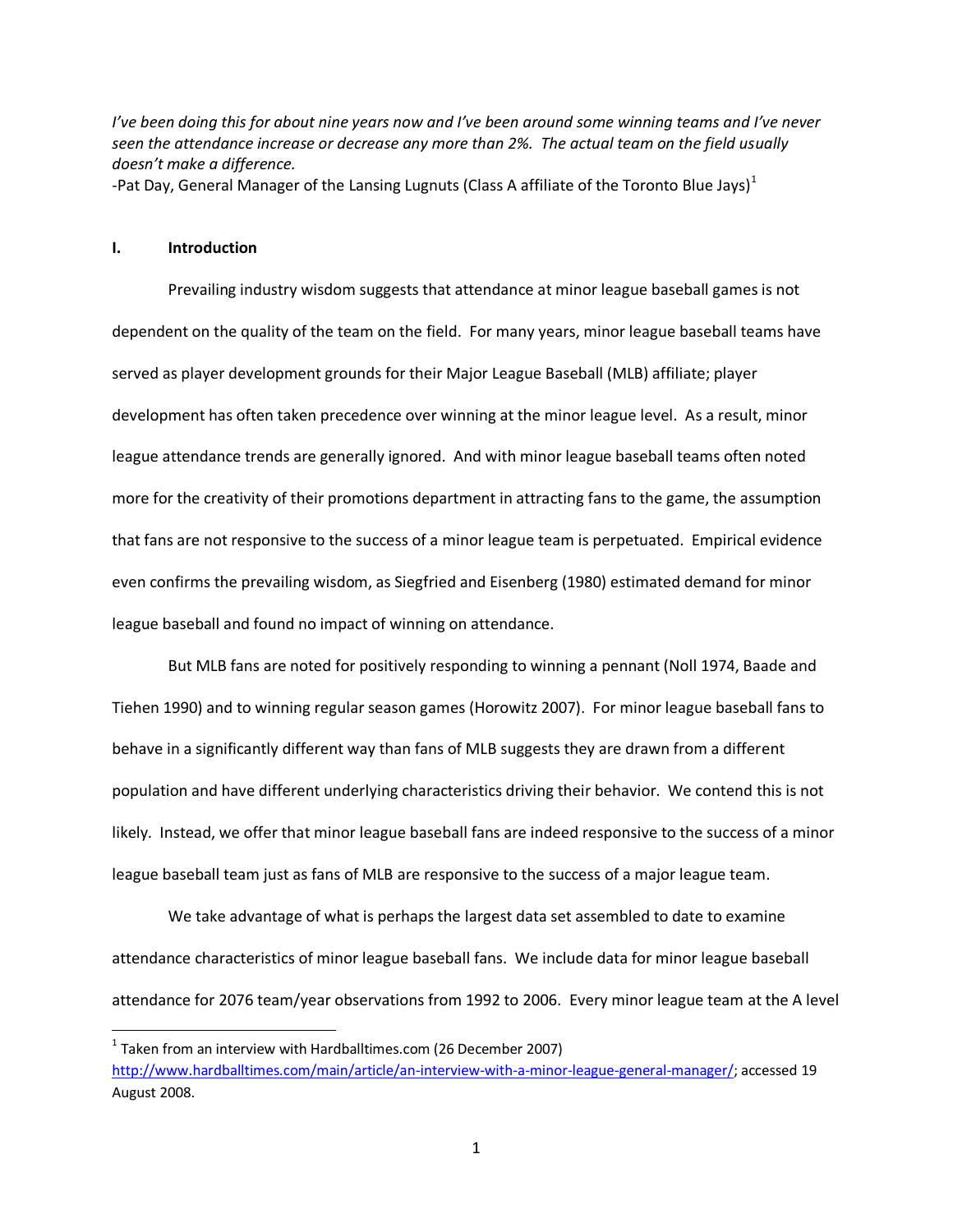*I've been doing this for about nine years now and I've been around some winning teams and I've never seen the attendance increase or decrease any more than 2%. The actual team on the field usually doesn't make a difference.*
-Pat Day, General Manager of the Lansing Lugnuts (Class A affiliate of the Toronto Blue Jays)[1]

## I. Introduction

Prevailing industry wisdom suggests that attendance at minor league baseball games is not dependent on the quality of the team on the field. For many years, minor league baseball teams have served as player development grounds for their Major League Baseball (MLB) affiliate; player development has often taken precedence over winning at the minor league level. As a result, minor league attendance trends are generally ignored. And with minor league baseball teams often noted more for the creativity of their promotions department in attracting fans to the game, the assumption that fans are not responsive to the success of a minor league team is perpetuated. Empirical evidence even confirms the prevailing wisdom, as Siegfried and Eisenberg (1980) estimated demand for minor league baseball and found no impact of winning on attendance.

But MLB fans are noted for positively responding to winning a pennant (Noll 1974, Baade and Tiehen 1990) and to winning regular season games (Horowitz 2007). For minor league baseball fans to behave in a significantly different way than fans of MLB suggests they are drawn from a different population and have different underlying characteristics driving their behavior. We contend this is not likely. Instead, we offer that minor league baseball fans are indeed responsive to the success of a minor league baseball team just as fans of MLB are responsive to the success of a major league team.

We take advantage of what is perhaps the largest data set assembled to date to examine attendance characteristics of minor league baseball fans. We include data for minor league baseball attendance for 2076 team/year observations from 1992 to 2006. Every minor league team at the A level

[1] Taken from an interview with Hardballtimes.com (26 December 2007) http://www.hardballtimes.com/main/article/an-interview-with-a-minor-league-general-manager/; accessed 19 August 2008.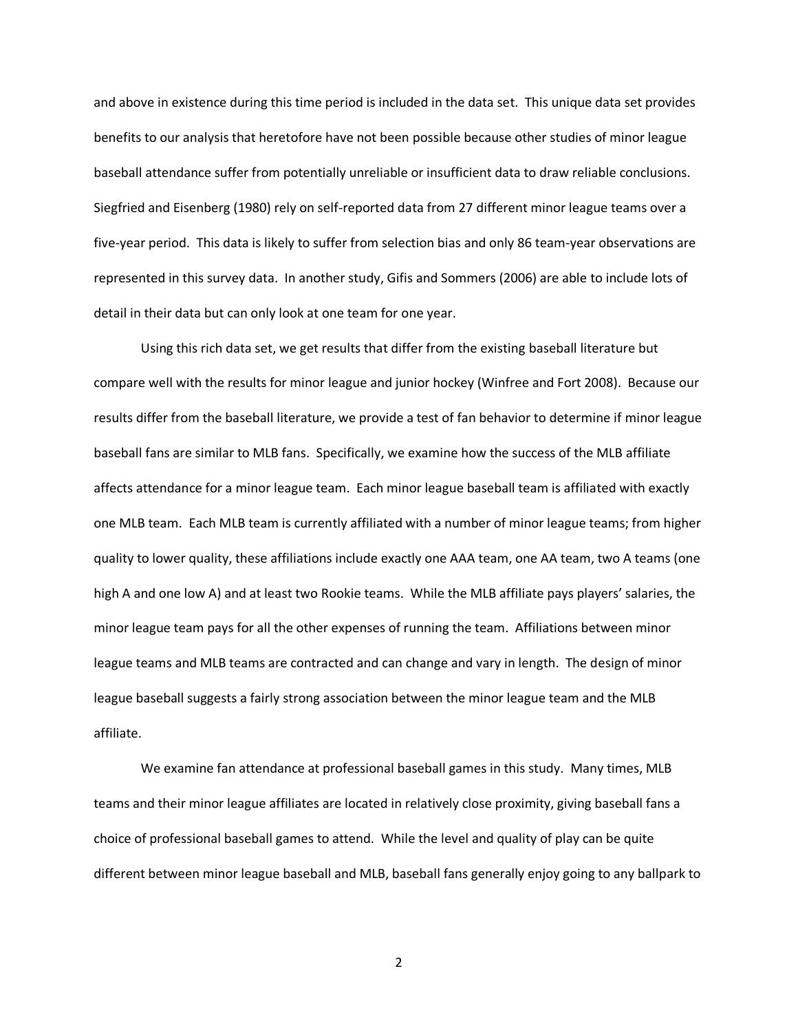and above in existence during this time period is included in the data set. This unique data set provides benefits to our analysis that heretofore have not been possible because other studies of minor league baseball attendance suffer from potentially unreliable or insufficient data to draw reliable conclusions. Siegfried and Eisenberg (1980) rely on self-reported data from 27 different minor league teams over a five-year period. This data is likely to suffer from selection bias and only 86 team-year observations are represented in this survey data. In another study, Gifis and Sommers (2006) are able to include lots of detail in their data but can only look at one team for one year.

Using this rich data set, we get results that differ from the existing baseball literature but compare well with the results for minor league and junior hockey (Winfree and Fort 2008). Because our results differ from the baseball literature, we provide a test of fan behavior to determine if minor league baseball fans are similar to MLB fans. Specifically, we examine how the success of the MLB affiliate affects attendance for a minor league team. Each minor league baseball team is affiliated with exactly one MLB team. Each MLB team is currently affiliated with a number of minor league teams; from higher quality to lower quality, these affiliations include exactly one AAA team, one AA team, two A teams (one high A and one low A) and at least two Rookie teams. While the MLB affiliate pays players' salaries, the minor league team pays for all the other expenses of running the team. Affiliations between minor league teams and MLB teams are contracted and can change and vary in length. The design of minor league baseball suggests a fairly strong association between the minor league team and the MLB affiliate.

We examine fan attendance at professional baseball games in this study. Many times, MLB teams and their minor league affiliates are located in relatively close proximity, giving baseball fans a choice of professional baseball games to attend. While the level and quality of play can be quite different between minor league baseball and MLB, baseball fans generally enjoy going to any ballpark to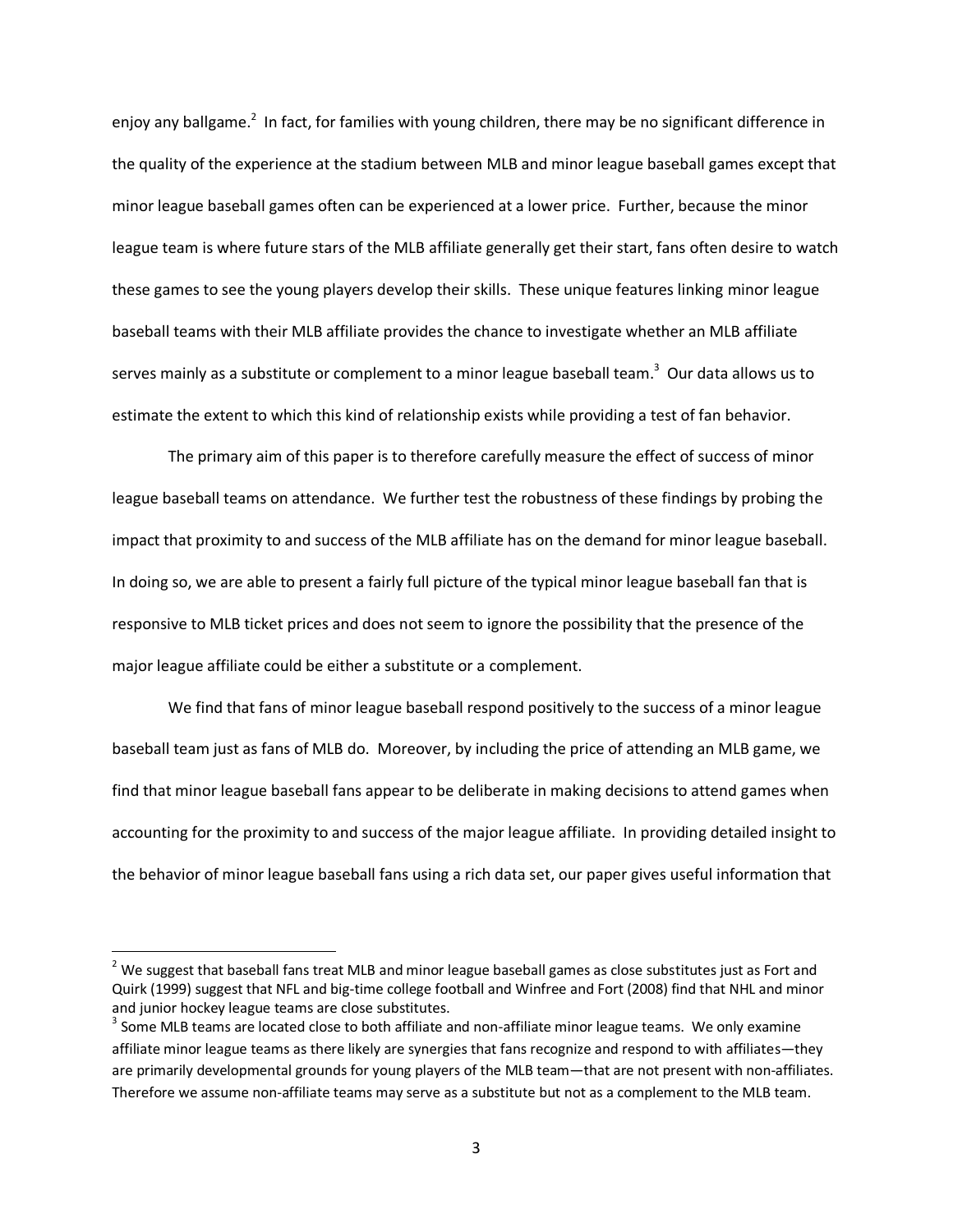enjoy any ballgame.[2] In fact, for families with young children, there may be no significant difference in the quality of the experience at the stadium between MLB and minor league baseball games except that minor league baseball games often can be experienced at a lower price. Further, because the minor league team is where future stars of the MLB affiliate generally get their start, fans often desire to watch these games to see the young players develop their skills. These unique features linking minor league baseball teams with their MLB affiliate provides the chance to investigate whether an MLB affiliate serves mainly as a substitute or complement to a minor league baseball team.[3] Our data allows us to estimate the extent to which this kind of relationship exists while providing a test of fan behavior.

The primary aim of this paper is to therefore carefully measure the effect of success of minor league baseball teams on attendance. We further test the robustness of these findings by probing the impact that proximity to and success of the MLB affiliate has on the demand for minor league baseball. In doing so, we are able to present a fairly full picture of the typical minor league baseball fan that is responsive to MLB ticket prices and does not seem to ignore the possibility that the presence of the major league affiliate could be either a substitute or a complement.

We find that fans of minor league baseball respond positively to the success of a minor league baseball team just as fans of MLB do. Moreover, by including the price of attending an MLB game, we find that minor league baseball fans appear to be deliberate in making decisions to attend games when accounting for the proximity to and success of the major league affiliate. In providing detailed insight to the behavior of minor league baseball fans using a rich data set, our paper gives useful information that

[2] We suggest that baseball fans treat MLB and minor league baseball games as close substitutes just as Fort and Quirk (1999) suggest that NFL and big-time college football and Winfree and Fort (2008) find that NHL and minor and junior hockey league teams are close substitutes.

[3] Some MLB teams are located close to both affiliate and non-affiliate minor league teams. We only examine affiliate minor league teams as there likely are synergies that fans recognize and respond to with affiliates—they are primarily developmental grounds for young players of the MLB team—that are not present with non-affiliates. Therefore we assume non-affiliate teams may serve as a substitute but not as a complement to the MLB team.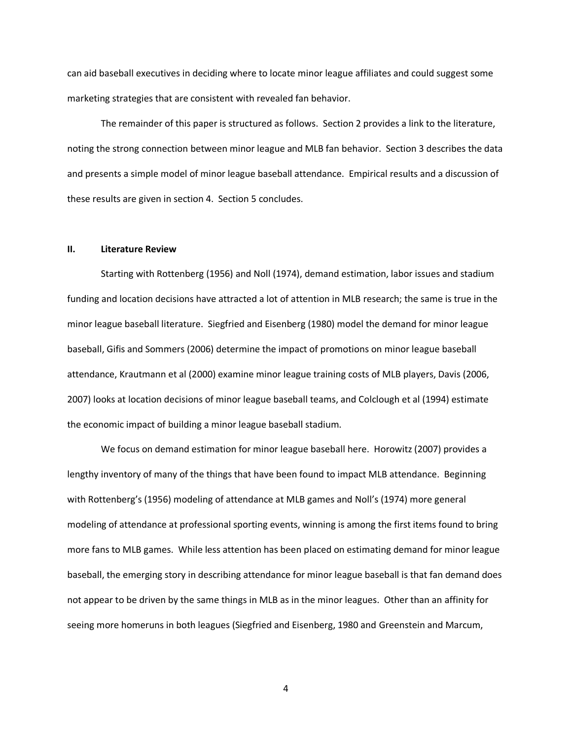can aid baseball executives in deciding where to locate minor league affiliates and could suggest some marketing strategies that are consistent with revealed fan behavior.

The remainder of this paper is structured as follows. Section 2 provides a link to the literature, noting the strong connection between minor league and MLB fan behavior. Section 3 describes the data and presents a simple model of minor league baseball attendance. Empirical results and a discussion of these results are given in section 4. Section 5 concludes.

## II. Literature Review

Starting with Rottenberg (1956) and Noll (1974), demand estimation, labor issues and stadium funding and location decisions have attracted a lot of attention in MLB research; the same is true in the minor league baseball literature. Siegfried and Eisenberg (1980) model the demand for minor league baseball, Gifis and Sommers (2006) determine the impact of promotions on minor league baseball attendance, Krautmann et al (2000) examine minor league training costs of MLB players, Davis (2006, 2007) looks at location decisions of minor league baseball teams, and Colclough et al (1994) estimate the economic impact of building a minor league baseball stadium.

We focus on demand estimation for minor league baseball here. Horowitz (2007) provides a lengthy inventory of many of the things that have been found to impact MLB attendance. Beginning with Rottenberg's (1956) modeling of attendance at MLB games and Noll's (1974) more general modeling of attendance at professional sporting events, winning is among the first items found to bring more fans to MLB games. While less attention has been placed on estimating demand for minor league baseball, the emerging story in describing attendance for minor league baseball is that fan demand does not appear to be driven by the same things in MLB as in the minor leagues. Other than an affinity for seeing more homeruns in both leagues (Siegfried and Eisenberg, 1980 and Greenstein and Marcum,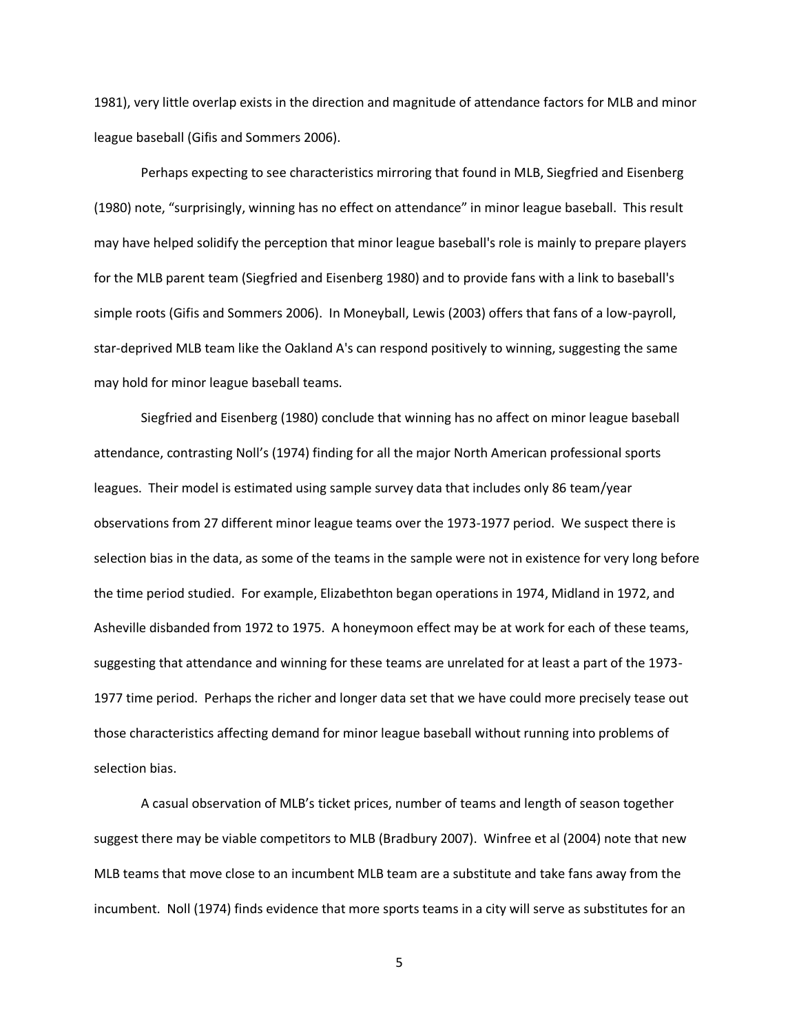1981), very little overlap exists in the direction and magnitude of attendance factors for MLB and minor league baseball (Gifis and Sommers 2006).

Perhaps expecting to see characteristics mirroring that found in MLB, Siegfried and Eisenberg (1980) note, "surprisingly, winning has no effect on attendance" in minor league baseball. This result may have helped solidify the perception that minor league baseball's role is mainly to prepare players for the MLB parent team (Siegfried and Eisenberg 1980) and to provide fans with a link to baseball's simple roots (Gifis and Sommers 2006). In Moneyball, Lewis (2003) offers that fans of a low-payroll, star-deprived MLB team like the Oakland A's can respond positively to winning, suggesting the same may hold for minor league baseball teams.

Siegfried and Eisenberg (1980) conclude that winning has no affect on minor league baseball attendance, contrasting Noll's (1974) finding for all the major North American professional sports leagues. Their model is estimated using sample survey data that includes only 86 team/year observations from 27 different minor league teams over the 1973-1977 period. We suspect there is selection bias in the data, as some of the teams in the sample were not in existence for very long before the time period studied. For example, Elizabethton began operations in 1974, Midland in 1972, and Asheville disbanded from 1972 to 1975. A honeymoon effect may be at work for each of these teams, suggesting that attendance and winning for these teams are unrelated for at least a part of the 1973-1977 time period. Perhaps the richer and longer data set that we have could more precisely tease out those characteristics affecting demand for minor league baseball without running into problems of selection bias.

A casual observation of MLB's ticket prices, number of teams and length of season together suggest there may be viable competitors to MLB (Bradbury 2007). Winfree et al (2004) note that new MLB teams that move close to an incumbent MLB team are a substitute and take fans away from the incumbent. Noll (1974) finds evidence that more sports teams in a city will serve as substitutes for an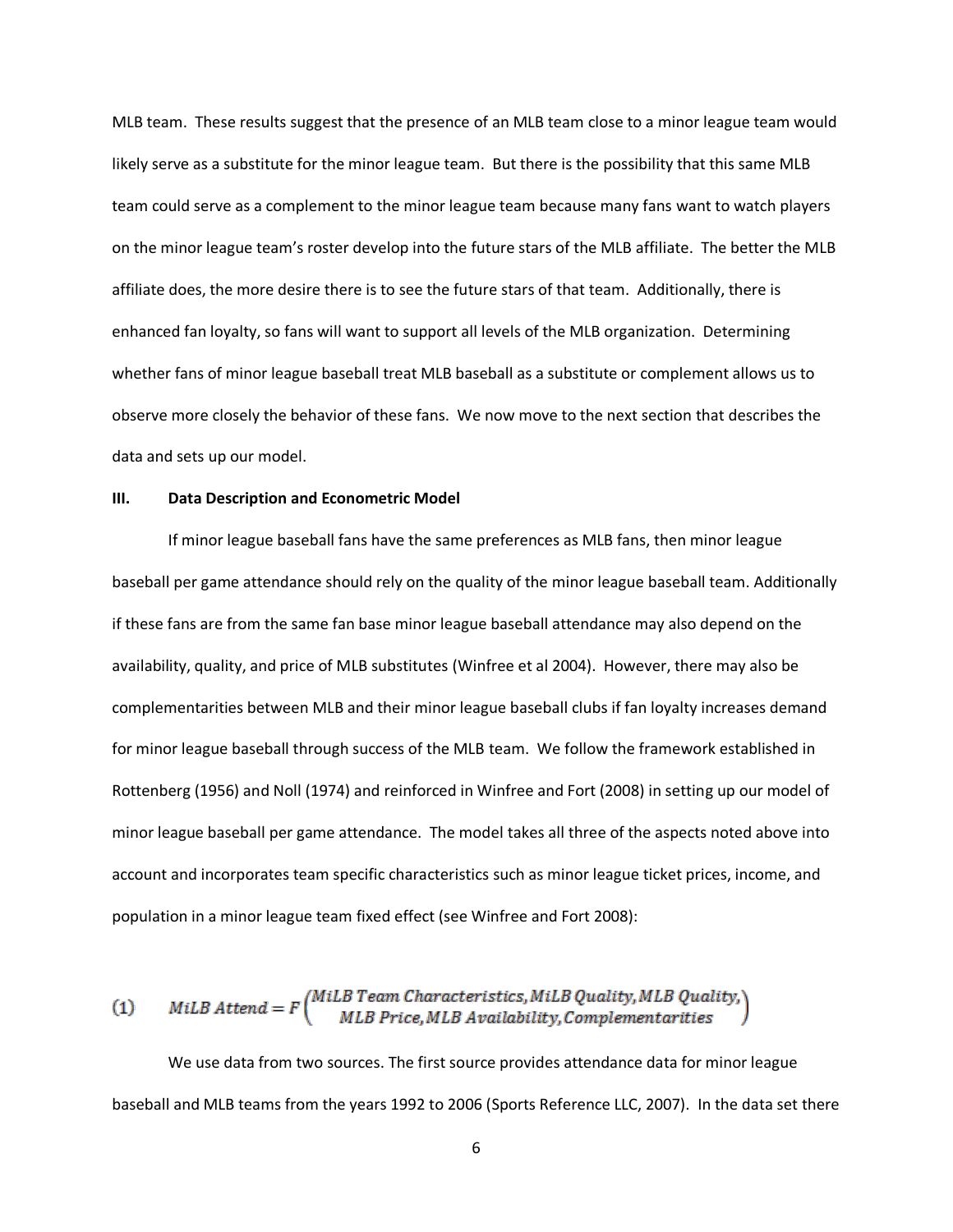MLB team. These results suggest that the presence of an MLB team close to a minor league team would likely serve as a substitute for the minor league team. But there is the possibility that this same MLB team could serve as a complement to the minor league team because many fans want to watch players on the minor league team's roster develop into the future stars of the MLB affiliate. The better the MLB affiliate does, the more desire there is to see the future stars of that team. Additionally, there is enhanced fan loyalty, so fans will want to support all levels of the MLB organization. Determining whether fans of minor league baseball treat MLB baseball as a substitute or complement allows us to observe more closely the behavior of these fans. We now move to the next section that describes the data and sets up our model.

## III. Data Description and Econometric Model

If minor league baseball fans have the same preferences as MLB fans, then minor league baseball per game attendance should rely on the quality of the minor league baseball team. Additionally if these fans are from the same fan base minor league baseball attendance may also depend on the availability, quality, and price of MLB substitutes (Winfree et al 2004). However, there may also be complementarities between MLB and their minor league baseball clubs if fan loyalty increases demand for minor league baseball through success of the MLB team. We follow the framework established in Rottenberg (1956) and Noll (1974) and reinforced in Winfree and Fort (2008) in setting up our model of minor league baseball per game attendance. The model takes all three of the aspects noted above into account and incorporates team specific characteristics such as minor league ticket prices, income, and population in a minor league team fixed effect (see Winfree and Fort 2008):

$$(1) \qquad MiLB\ Attend = F\begin{pmatrix} MiLB\ Team\ Characteristics, MiLB\ Quality, MLB\ Quality, \\ MLB\ Price, MLB\ Availability, Complementarities \end{pmatrix}$$

We use data from two sources. The first source provides attendance data for minor league baseball and MLB teams from the years 1992 to 2006 (Sports Reference LLC, 2007). In the data set there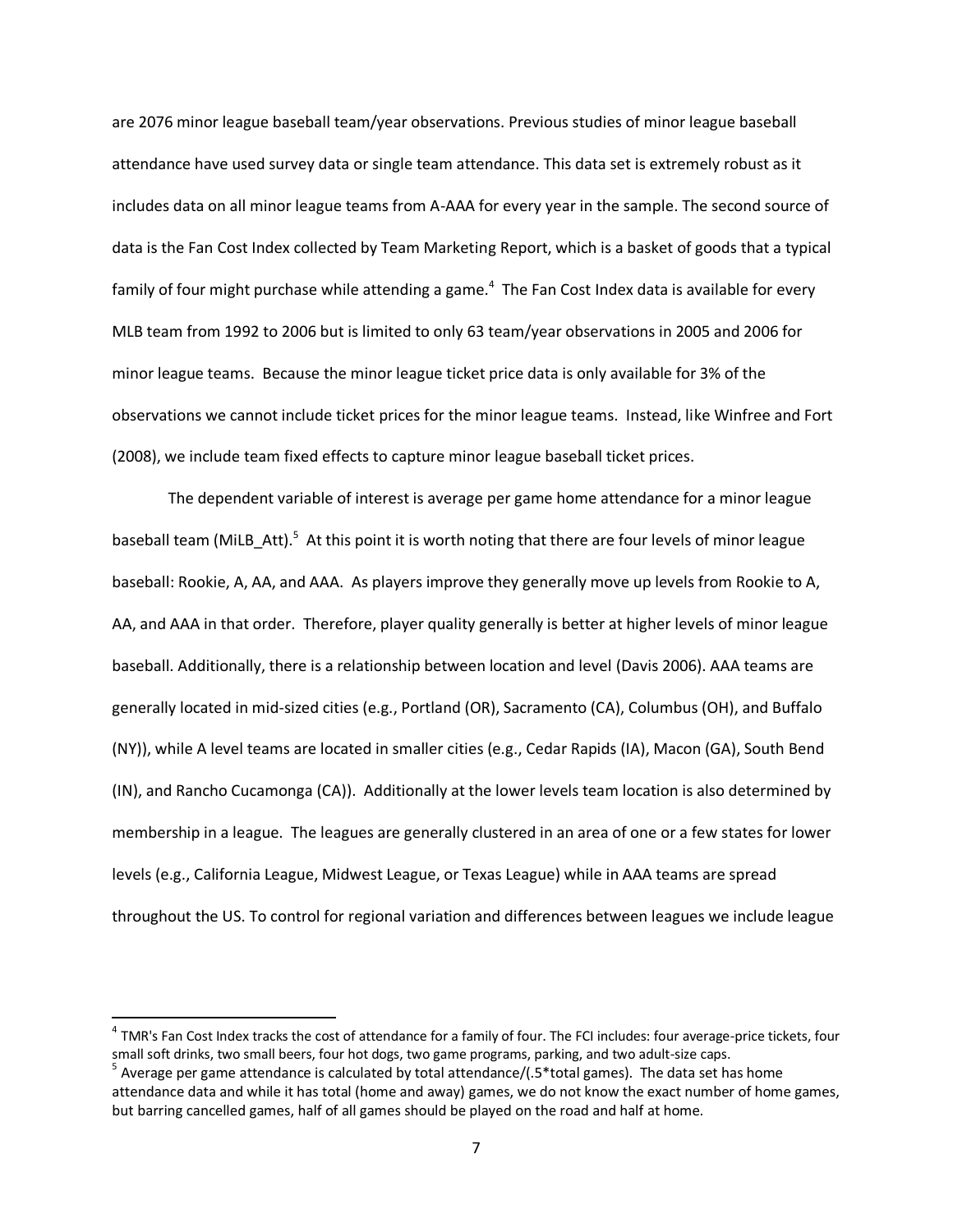are 2076 minor league baseball team/year observations. Previous studies of minor league baseball attendance have used survey data or single team attendance. This data set is extremely robust as it includes data on all minor league teams from A-AAA for every year in the sample. The second source of data is the Fan Cost Index collected by Team Marketing Report, which is a basket of goods that a typical family of four might purchase while attending a game.[4] The Fan Cost Index data is available for every MLB team from 1992 to 2006 but is limited to only 63 team/year observations in 2005 and 2006 for minor league teams. Because the minor league ticket price data is only available for 3% of the observations we cannot include ticket prices for the minor league teams. Instead, like Winfree and Fort (2008), we include team fixed effects to capture minor league baseball ticket prices.

The dependent variable of interest is average per game home attendance for a minor league baseball team (MiLB_Att).[5] At this point it is worth noting that there are four levels of minor league baseball: Rookie, A, AA, and AAA. As players improve they generally move up levels from Rookie to A, AA, and AAA in that order. Therefore, player quality generally is better at higher levels of minor league baseball. Additionally, there is a relationship between location and level (Davis 2006). AAA teams are generally located in mid-sized cities (e.g., Portland (OR), Sacramento (CA), Columbus (OH), and Buffalo (NY)), while A level teams are located in smaller cities (e.g., Cedar Rapids (IA), Macon (GA), South Bend (IN), and Rancho Cucamonga (CA)). Additionally at the lower levels team location is also determined by membership in a league. The leagues are generally clustered in an area of one or a few states for lower levels (e.g., California League, Midwest League, or Texas League) while in AAA teams are spread throughout the US. To control for regional variation and differences between leagues we include league

[4] TMR's Fan Cost Index tracks the cost of attendance for a family of four. The FCI includes: four average-price tickets, four small soft drinks, two small beers, four hot dogs, two game programs, parking, and two adult-size caps.

[5] Average per game attendance is calculated by total attendance/(.5*total games). The data set has home attendance data and while it has total (home and away) games, we do not know the exact number of home games, but barring cancelled games, half of all games should be played on the road and half at home.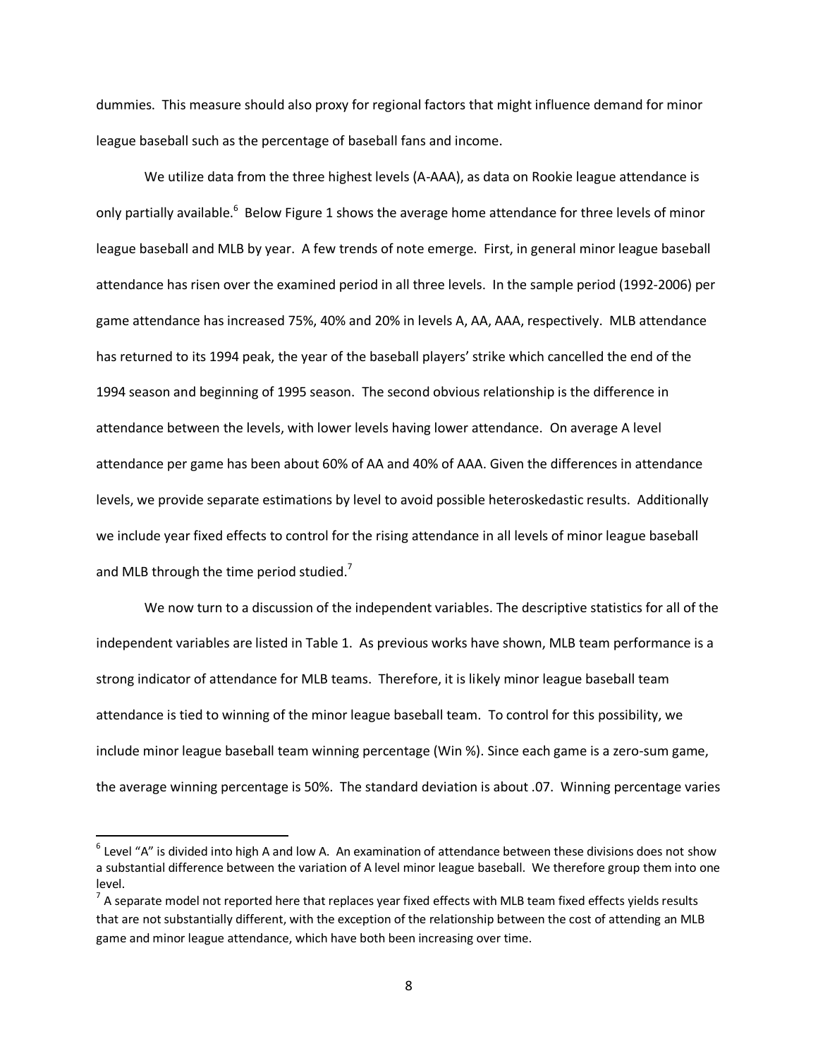dummies. This measure should also proxy for regional factors that might influence demand for minor league baseball such as the percentage of baseball fans and income.

We utilize data from the three highest levels (A-AAA), as data on Rookie league attendance is only partially available.[6] Below Figure 1 shows the average home attendance for three levels of minor league baseball and MLB by year. A few trends of note emerge. First, in general minor league baseball attendance has risen over the examined period in all three levels. In the sample period (1992-2006) per game attendance has increased 75%, 40% and 20% in levels A, AA, AAA, respectively. MLB attendance has returned to its 1994 peak, the year of the baseball players' strike which cancelled the end of the 1994 season and beginning of 1995 season. The second obvious relationship is the difference in attendance between the levels, with lower levels having lower attendance. On average A level attendance per game has been about 60% of AA and 40% of AAA. Given the differences in attendance levels, we provide separate estimations by level to avoid possible heteroskedastic results. Additionally we include year fixed effects to control for the rising attendance in all levels of minor league baseball and MLB through the time period studied.[7]

We now turn to a discussion of the independent variables. The descriptive statistics for all of the independent variables are listed in Table 1. As previous works have shown, MLB team performance is a strong indicator of attendance for MLB teams. Therefore, it is likely minor league baseball team attendance is tied to winning of the minor league baseball team. To control for this possibility, we include minor league baseball team winning percentage (Win %). Since each game is a zero-sum game, the average winning percentage is 50%. The standard deviation is about .07. Winning percentage varies

[6] Level "A" is divided into high A and low A. An examination of attendance between these divisions does not show a substantial difference between the variation of A level minor league baseball. We therefore group them into one level.

[7] A separate model not reported here that replaces year fixed effects with MLB team fixed effects yields results that are not substantially different, with the exception of the relationship between the cost of attending an MLB game and minor league attendance, which have both been increasing over time.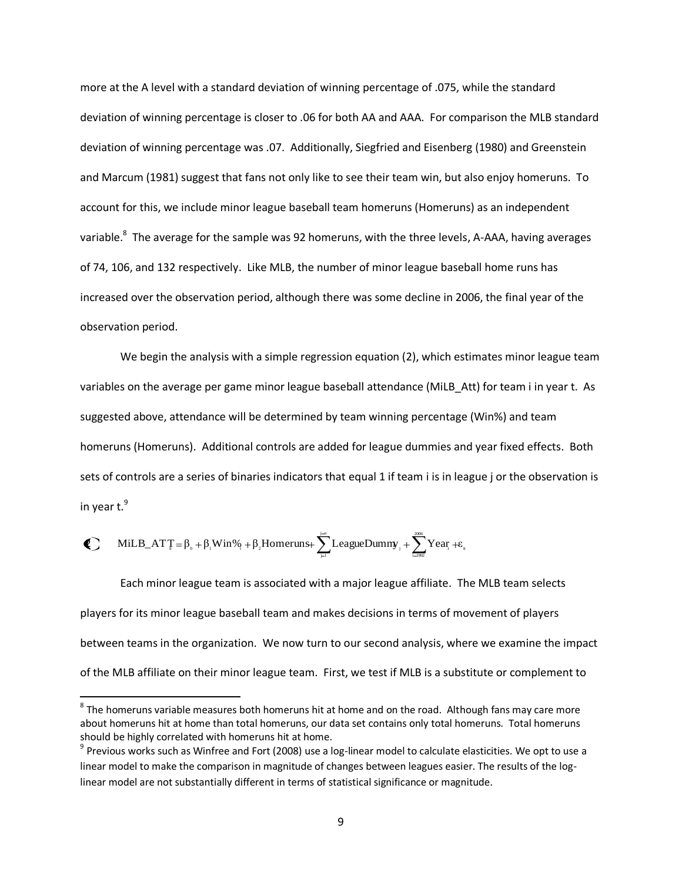more at the A level with a standard deviation of winning percentage of .075, while the standard deviation of winning percentage is closer to .06 for both AA and AAA. For comparison the MLB standard deviation of winning percentage was .07. Additionally, Siegfried and Eisenberg (1980) and Greenstein and Marcum (1981) suggest that fans not only like to see their team win, but also enjoy homeruns. To account for this, we include minor league baseball team homeruns (Homeruns) as an independent variable.[8] The average for the sample was 92 homeruns, with the three levels, A-AAA, having averages of 74, 106, and 132 respectively. Like MLB, the number of minor league baseball home runs has increased over the observation period, although there was some decline in 2006, the final year of the observation period.

We begin the analysis with a simple regression equation (2), which estimates minor league team variables on the average per game minor league baseball attendance (MiLB_Att) for team i in year t. As suggested above, attendance will be determined by team winning percentage (Win%) and team homeruns (Homeruns). Additional controls are added for league dummies and year fixed effects. Both sets of controls are a series of binaries indicators that equal 1 if team i is in league j or the observation is in year t.[9]

$$\text{(2)} \quad \text{MiLB\_ATT}_{it} = \beta_0 + \beta_1 \text{Win\%}_{it} + \beta_2 \text{Homeruns}_{it} + \sum_{j=1}^{j=n} \text{LeagueDummy}_j + \sum_{t=1992}^{2006} \text{Year}_t + \varepsilon_{it}$$

Each minor league team is associated with a major league affiliate. The MLB team selects players for its minor league baseball team and makes decisions in terms of movement of players between teams in the organization. We now turn to our second analysis, where we examine the impact of the MLB affiliate on their minor league team. First, we test if MLB is a substitute or complement to

---

[8] The homeruns variable measures both homeruns hit at home and on the road. Although fans may care more about homeruns hit at home than total homeruns, our data set contains only total homeruns. Total homeruns should be highly correlated with homeruns hit at home.

[9] Previous works such as Winfree and Fort (2008) use a log-linear model to calculate elasticities. We opt to use a linear model to make the comparison in magnitude of changes between leagues easier. The results of the log-linear model are not substantially different in terms of statistical significance or magnitude.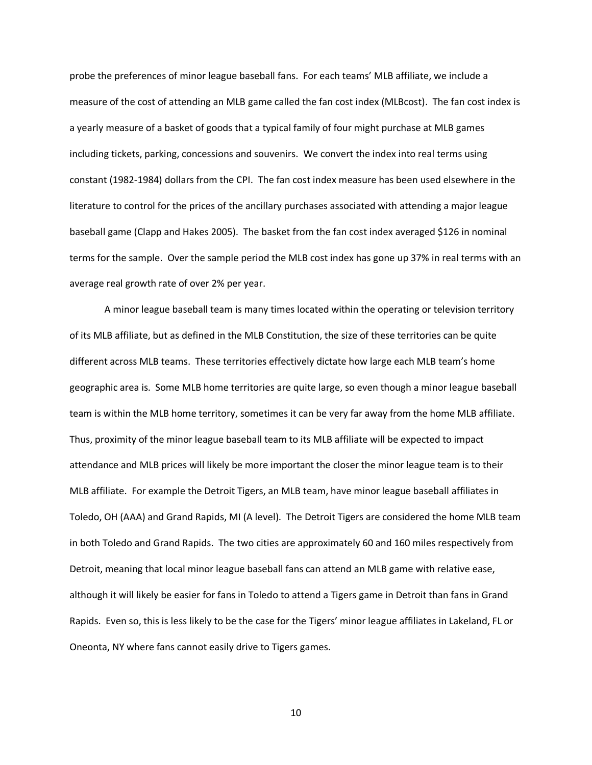probe the preferences of minor league baseball fans. For each teams' MLB affiliate, we include a measure of the cost of attending an MLB game called the fan cost index (MLBcost). The fan cost index is a yearly measure of a basket of goods that a typical family of four might purchase at MLB games including tickets, parking, concessions and souvenirs. We convert the index into real terms using constant (1982-1984) dollars from the CPI. The fan cost index measure has been used elsewhere in the literature to control for the prices of the ancillary purchases associated with attending a major league baseball game (Clapp and Hakes 2005). The basket from the fan cost index averaged $126 in nominal terms for the sample. Over the sample period the MLB cost index has gone up 37% in real terms with an average real growth rate of over 2% per year.

A minor league baseball team is many times located within the operating or television territory of its MLB affiliate, but as defined in the MLB Constitution, the size of these territories can be quite different across MLB teams. These territories effectively dictate how large each MLB team's home geographic area is. Some MLB home territories are quite large, so even though a minor league baseball team is within the MLB home territory, sometimes it can be very far away from the home MLB affiliate. Thus, proximity of the minor league baseball team to its MLB affiliate will be expected to impact attendance and MLB prices will likely be more important the closer the minor league team is to their MLB affiliate. For example the Detroit Tigers, an MLB team, have minor league baseball affiliates in Toledo, OH (AAA) and Grand Rapids, MI (A level). The Detroit Tigers are considered the home MLB team in both Toledo and Grand Rapids. The two cities are approximately 60 and 160 miles respectively from Detroit, meaning that local minor league baseball fans can attend an MLB game with relative ease, although it will likely be easier for fans in Toledo to attend a Tigers game in Detroit than fans in Grand Rapids. Even so, this is less likely to be the case for the Tigers' minor league affiliates in Lakeland, FL or Oneonta, NY where fans cannot easily drive to Tigers games.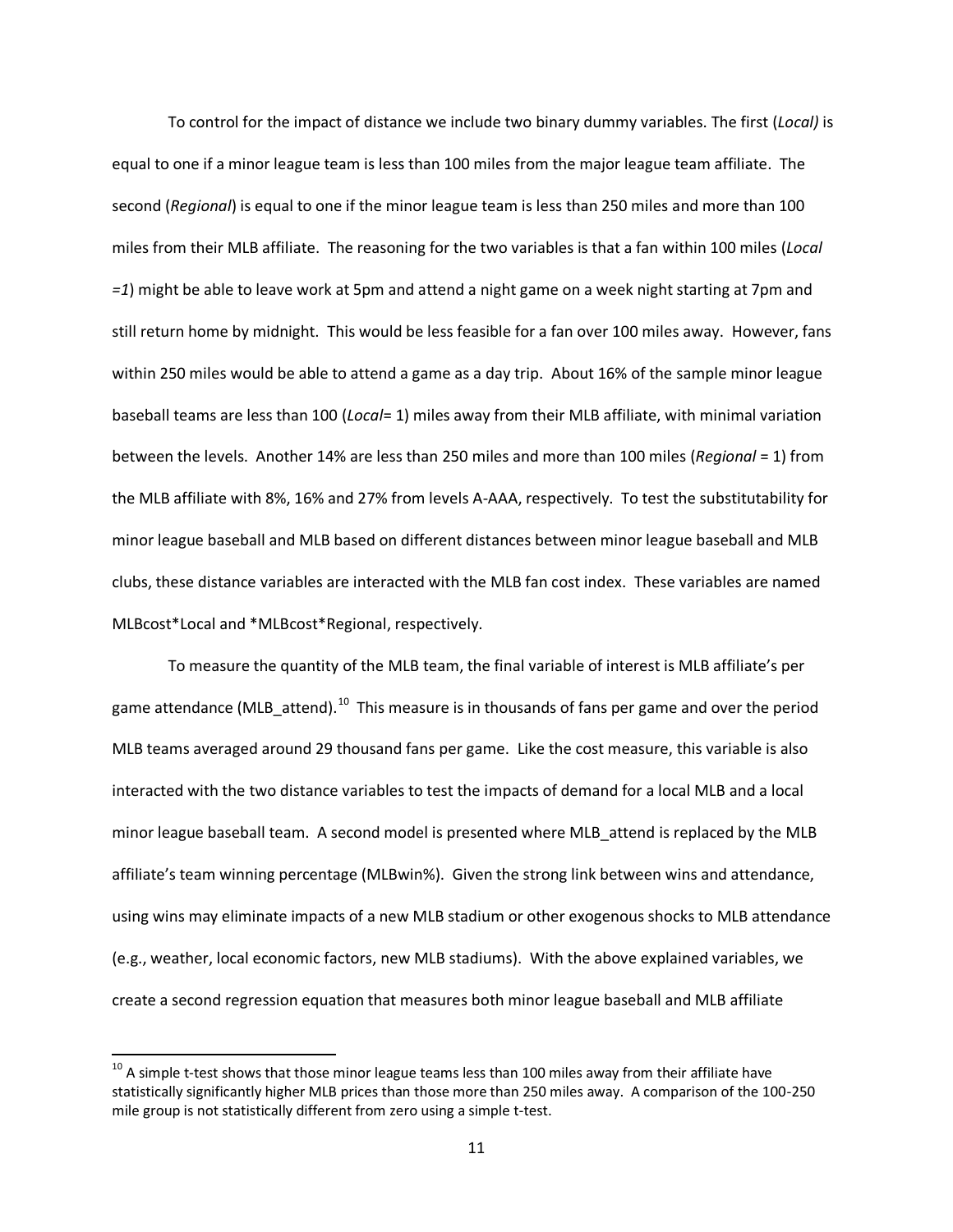To control for the impact of distance we include two binary dummy variables. The first (*Local)* is equal to one if a minor league team is less than 100 miles from the major league team affiliate. The second (*Regional*) is equal to one if the minor league team is less than 250 miles and more than 100 miles from their MLB affiliate. The reasoning for the two variables is that a fan within 100 miles (*Local =1*) might be able to leave work at 5pm and attend a night game on a week night starting at 7pm and still return home by midnight. This would be less feasible for a fan over 100 miles away. However, fans within 250 miles would be able to attend a game as a day trip. About 16% of the sample minor league baseball teams are less than 100 (*Local*= 1) miles away from their MLB affiliate, with minimal variation between the levels. Another 14% are less than 250 miles and more than 100 miles (*Regional* = 1) from the MLB affiliate with 8%, 16% and 27% from levels A-AAA, respectively. To test the substitutability for minor league baseball and MLB based on different distances between minor league baseball and MLB clubs, these distance variables are interacted with the MLB fan cost index. These variables are named MLBcost*Local and *MLBcost*Regional, respectively.

To measure the quantity of the MLB team, the final variable of interest is MLB affiliate's per game attendance (MLB_attend).[10] This measure is in thousands of fans per game and over the period MLB teams averaged around 29 thousand fans per game. Like the cost measure, this variable is also interacted with the two distance variables to test the impacts of demand for a local MLB and a local minor league baseball team. A second model is presented where MLB_attend is replaced by the MLB affiliate's team winning percentage (MLBwin%). Given the strong link between wins and attendance, using wins may eliminate impacts of a new MLB stadium or other exogenous shocks to MLB attendance (e.g., weather, local economic factors, new MLB stadiums). With the above explained variables, we create a second regression equation that measures both minor league baseball and MLB affiliate

[10] A simple t-test shows that those minor league teams less than 100 miles away from their affiliate have statistically significantly higher MLB prices than those more than 250 miles away. A comparison of the 100-250 mile group is not statistically different from zero using a simple t-test.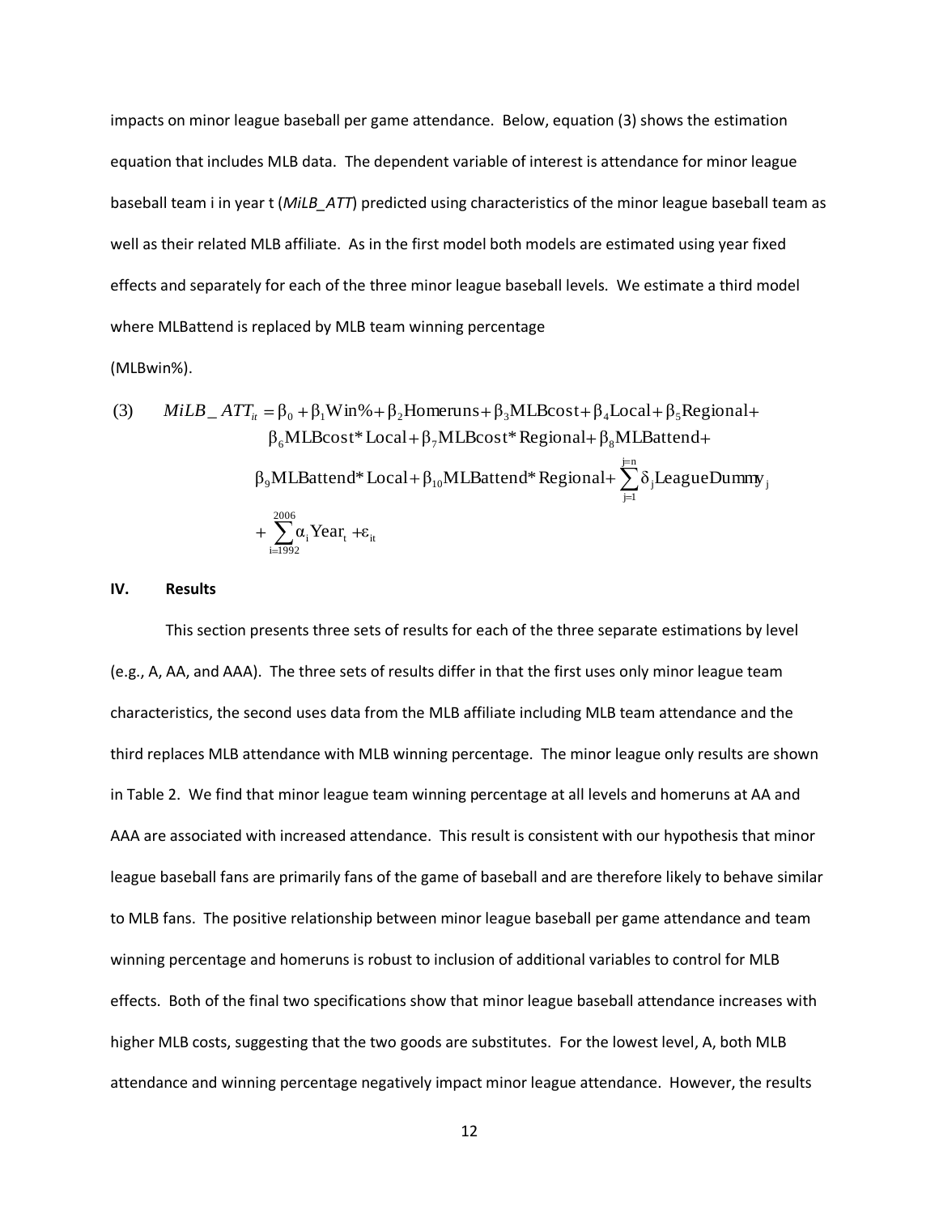impacts on minor league baseball per game attendance. Below, equation (3) shows the estimation equation that includes MLB data. The dependent variable of interest is attendance for minor league baseball team i in year t (*MiLB_ATT*) predicted using characteristics of the minor league baseball team as well as their related MLB affiliate. As in the first model both models are estimated using year fixed effects and separately for each of the three minor league baseball levels. We estimate a third model where MLBattend is replaced by MLB team winning percentage (MLBwin%).

$$
\begin{aligned}
(3) \quad MiLB\_ATT_{it} = {} & \beta_0 + \beta_1 \text{Win\%} + \beta_2 \text{Homeruns} + \beta_3 \text{MLBcost} + \beta_4 \text{Local} + \beta_5 \text{Regional} + \\
& \beta_6 \text{MLBcost*Local} + \beta_7 \text{MLBcost*Regional} + \beta_8 \text{MLBattend} + \\
& \beta_9 \text{MLBattend*Local} + \beta_{10} \text{MLBattend*Regional} + \sum_{j=1}^{j=n} \delta_j \text{LeagueDummy}_j \\
& + \sum_{i=1992}^{2006} \alpha_i \text{Year}_t + \varepsilon_{it}
\end{aligned}
$$

## IV. Results

This section presents three sets of results for each of the three separate estimations by level (e.g., A, AA, and AAA). The three sets of results differ in that the first uses only minor league team characteristics, the second uses data from the MLB affiliate including MLB team attendance and the third replaces MLB attendance with MLB winning percentage. The minor league only results are shown in Table 2. We find that minor league team winning percentage at all levels and homeruns at AA and AAA are associated with increased attendance. This result is consistent with our hypothesis that minor league baseball fans are primarily fans of the game of baseball and are therefore likely to behave similar to MLB fans. The positive relationship between minor league baseball per game attendance and team winning percentage and homeruns is robust to inclusion of additional variables to control for MLB effects. Both of the final two specifications show that minor league baseball attendance increases with higher MLB costs, suggesting that the two goods are substitutes. For the lowest level, A, both MLB attendance and winning percentage negatively impact minor league attendance. However, the results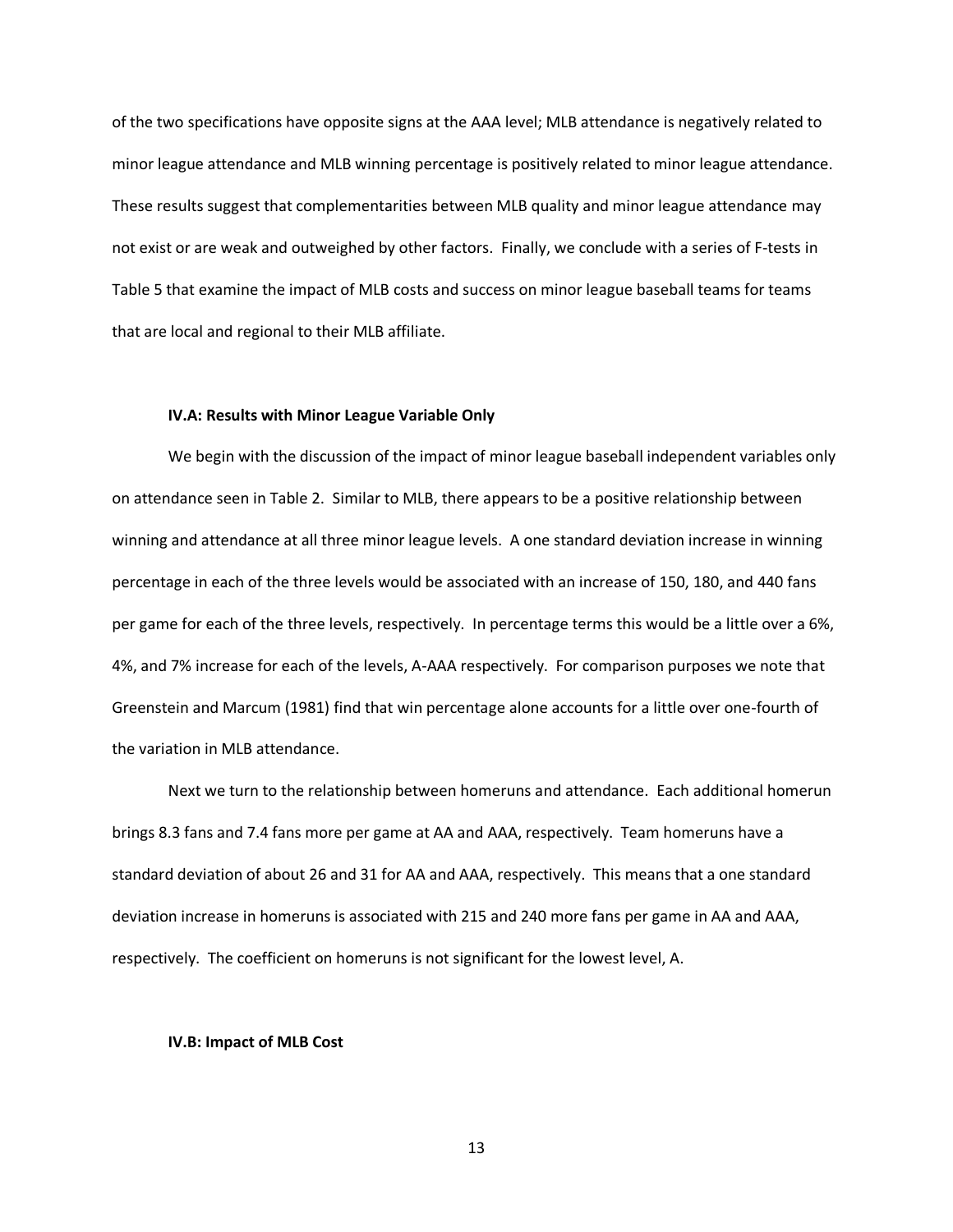of the two specifications have opposite signs at the AAA level; MLB attendance is negatively related to minor league attendance and MLB winning percentage is positively related to minor league attendance. These results suggest that complementarities between MLB quality and minor league attendance may not exist or are weak and outweighed by other factors. Finally, we conclude with a series of F-tests in Table 5 that examine the impact of MLB costs and success on minor league baseball teams for teams that are local and regional to their MLB affiliate.

### IV.A: Results with Minor League Variable Only

We begin with the discussion of the impact of minor league baseball independent variables only on attendance seen in Table 2. Similar to MLB, there appears to be a positive relationship between winning and attendance at all three minor league levels. A one standard deviation increase in winning percentage in each of the three levels would be associated with an increase of 150, 180, and 440 fans per game for each of the three levels, respectively. In percentage terms this would be a little over a 6%, 4%, and 7% increase for each of the levels, A-AAA respectively. For comparison purposes we note that Greenstein and Marcum (1981) find that win percentage alone accounts for a little over one-fourth of the variation in MLB attendance.

Next we turn to the relationship between homeruns and attendance. Each additional homerun brings 8.3 fans and 7.4 fans more per game at AA and AAA, respectively. Team homeruns have a standard deviation of about 26 and 31 for AA and AAA, respectively. This means that a one standard deviation increase in homeruns is associated with 215 and 240 more fans per game in AA and AAA, respectively. The coefficient on homeruns is not significant for the lowest level, A.

### IV.B: Impact of MLB Cost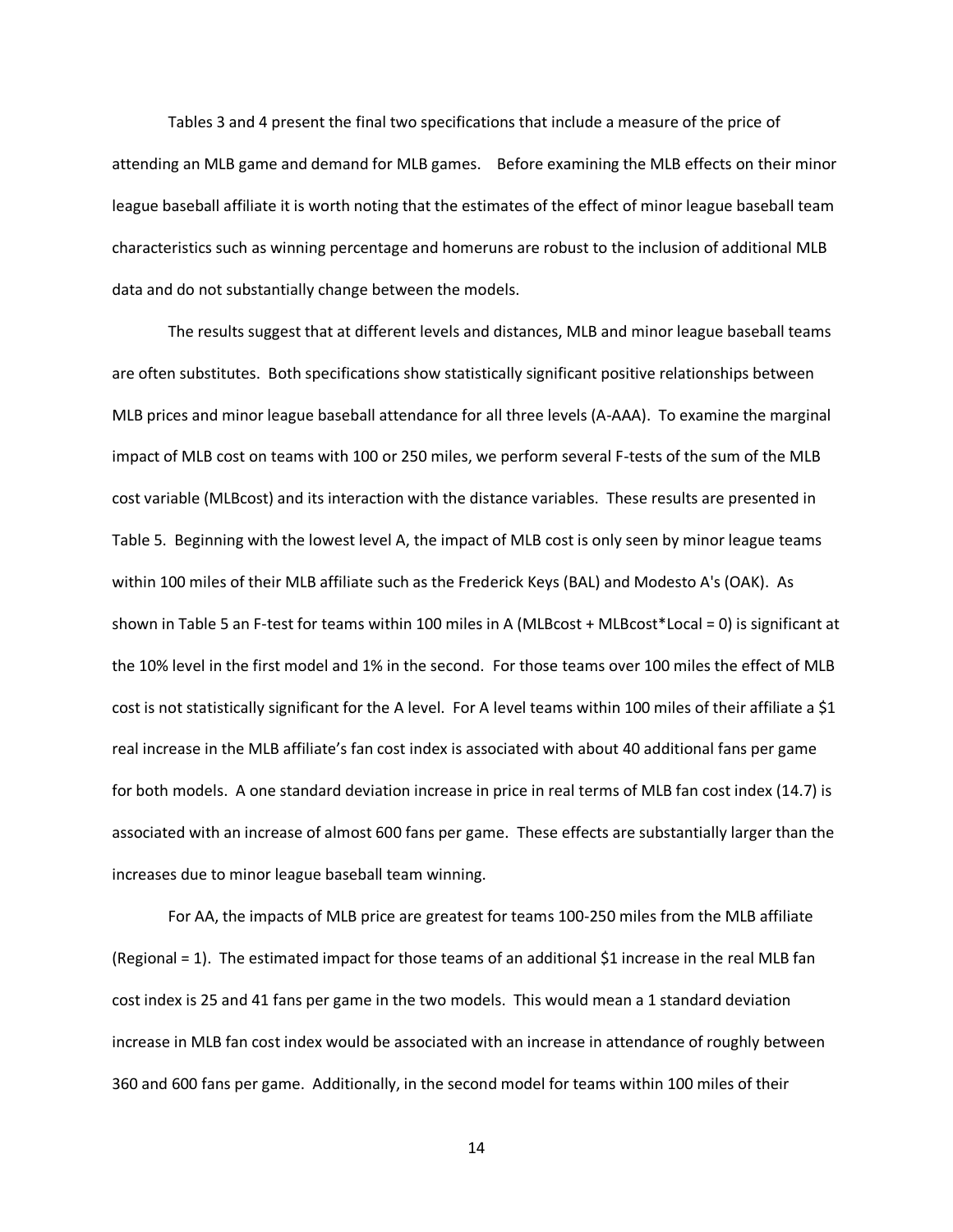Tables 3 and 4 present the final two specifications that include a measure of the price of attending an MLB game and demand for MLB games. Before examining the MLB effects on their minor league baseball affiliate it is worth noting that the estimates of the effect of minor league baseball team characteristics such as winning percentage and homeruns are robust to the inclusion of additional MLB data and do not substantially change between the models.

The results suggest that at different levels and distances, MLB and minor league baseball teams are often substitutes. Both specifications show statistically significant positive relationships between MLB prices and minor league baseball attendance for all three levels (A-AAA). To examine the marginal impact of MLB cost on teams with 100 or 250 miles, we perform several F-tests of the sum of the MLB cost variable (MLBcost) and its interaction with the distance variables. These results are presented in Table 5. Beginning with the lowest level A, the impact of MLB cost is only seen by minor league teams within 100 miles of their MLB affiliate such as the Frederick Keys (BAL) and Modesto A's (OAK). As shown in Table 5 an F-test for teams within 100 miles in A (MLBcost + MLBcost*Local = 0) is significant at the 10% level in the first model and 1% in the second. For those teams over 100 miles the effect of MLB cost is not statistically significant for the A level. For A level teams within 100 miles of their affiliate a $1 real increase in the MLB affiliate's fan cost index is associated with about 40 additional fans per game for both models. A one standard deviation increase in price in real terms of MLB fan cost index (14.7) is associated with an increase of almost 600 fans per game. These effects are substantially larger than the increases due to minor league baseball team winning.

For AA, the impacts of MLB price are greatest for teams 100-250 miles from the MLB affiliate (Regional = 1). The estimated impact for those teams of an additional $1 increase in the real MLB fan cost index is 25 and 41 fans per game in the two models. This would mean a 1 standard deviation increase in MLB fan cost index would be associated with an increase in attendance of roughly between 360 and 600 fans per game. Additionally, in the second model for teams within 100 miles of their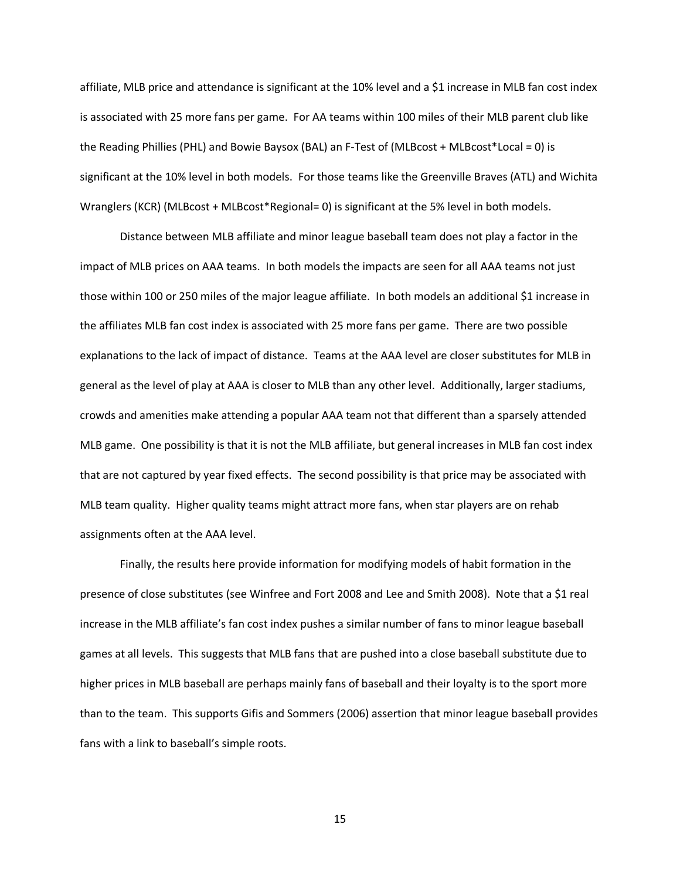affiliate, MLB price and attendance is significant at the 10% level and a $1 increase in MLB fan cost index is associated with 25 more fans per game. For AA teams within 100 miles of their MLB parent club like the Reading Phillies (PHL) and Bowie Baysox (BAL) an F-Test of (MLBcost + MLBcost*Local = 0) is significant at the 10% level in both models. For those teams like the Greenville Braves (ATL) and Wichita Wranglers (KCR) (MLBcost + MLBcost*Regional= 0) is significant at the 5% level in both models.

Distance between MLB affiliate and minor league baseball team does not play a factor in the impact of MLB prices on AAA teams. In both models the impacts are seen for all AAA teams not just those within 100 or 250 miles of the major league affiliate. In both models an additional $1 increase in the affiliates MLB fan cost index is associated with 25 more fans per game. There are two possible explanations to the lack of impact of distance. Teams at the AAA level are closer substitutes for MLB in general as the level of play at AAA is closer to MLB than any other level. Additionally, larger stadiums, crowds and amenities make attending a popular AAA team not that different than a sparsely attended MLB game. One possibility is that it is not the MLB affiliate, but general increases in MLB fan cost index that are not captured by year fixed effects. The second possibility is that price may be associated with MLB team quality. Higher quality teams might attract more fans, when star players are on rehab assignments often at the AAA level.

Finally, the results here provide information for modifying models of habit formation in the presence of close substitutes (see Winfree and Fort 2008 and Lee and Smith 2008). Note that a $1 real increase in the MLB affiliate's fan cost index pushes a similar number of fans to minor league baseball games at all levels. This suggests that MLB fans that are pushed into a close baseball substitute due to higher prices in MLB baseball are perhaps mainly fans of baseball and their loyalty is to the sport more than to the team. This supports Gifis and Sommers (2006) assertion that minor league baseball provides fans with a link to baseball's simple roots.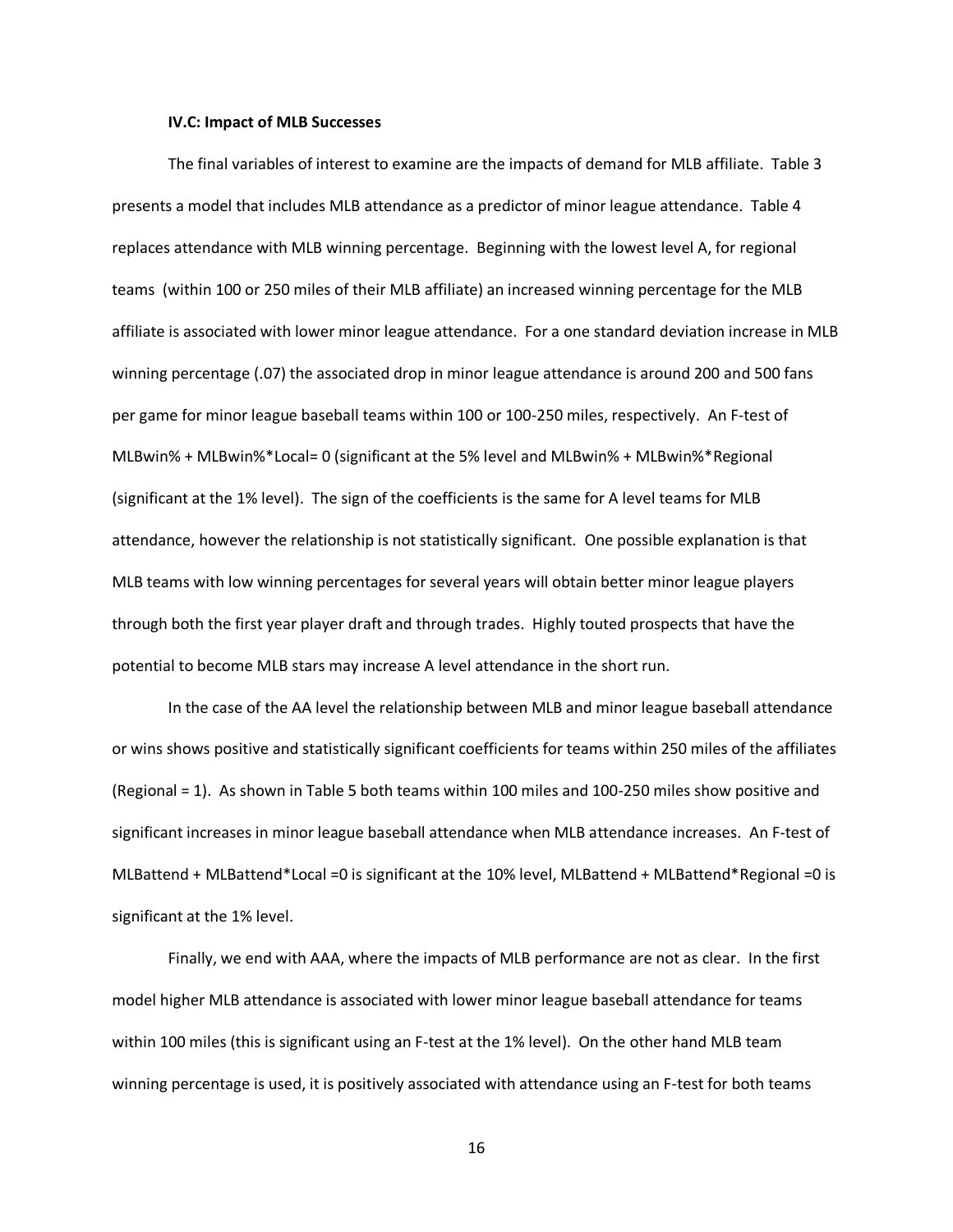### IV.C: Impact of MLB Successes

The final variables of interest to examine are the impacts of demand for MLB affiliate. Table 3 presents a model that includes MLB attendance as a predictor of minor league attendance. Table 4 replaces attendance with MLB winning percentage. Beginning with the lowest level A, for regional teams (within 100 or 250 miles of their MLB affiliate) an increased winning percentage for the MLB affiliate is associated with lower minor league attendance. For a one standard deviation increase in MLB winning percentage (.07) the associated drop in minor league attendance is around 200 and 500 fans per game for minor league baseball teams within 100 or 100-250 miles, respectively. An F-test of MLBwin% + MLBwin%*Local= 0 (significant at the 5% level and MLBwin% + MLBwin%*Regional (significant at the 1% level). The sign of the coefficients is the same for A level teams for MLB attendance, however the relationship is not statistically significant. One possible explanation is that MLB teams with low winning percentages for several years will obtain better minor league players through both the first year player draft and through trades. Highly touted prospects that have the potential to become MLB stars may increase A level attendance in the short run.

In the case of the AA level the relationship between MLB and minor league baseball attendance or wins shows positive and statistically significant coefficients for teams within 250 miles of the affiliates (Regional = 1). As shown in Table 5 both teams within 100 miles and 100-250 miles show positive and significant increases in minor league baseball attendance when MLB attendance increases. An F-test of MLBattend + MLBattend*Local =0 is significant at the 10% level, MLBattend + MLBattend*Regional =0 is significant at the 1% level.

Finally, we end with AAA, where the impacts of MLB performance are not as clear. In the first model higher MLB attendance is associated with lower minor league baseball attendance for teams within 100 miles (this is significant using an F-test at the 1% level). On the other hand MLB team winning percentage is used, it is positively associated with attendance using an F-test for both teams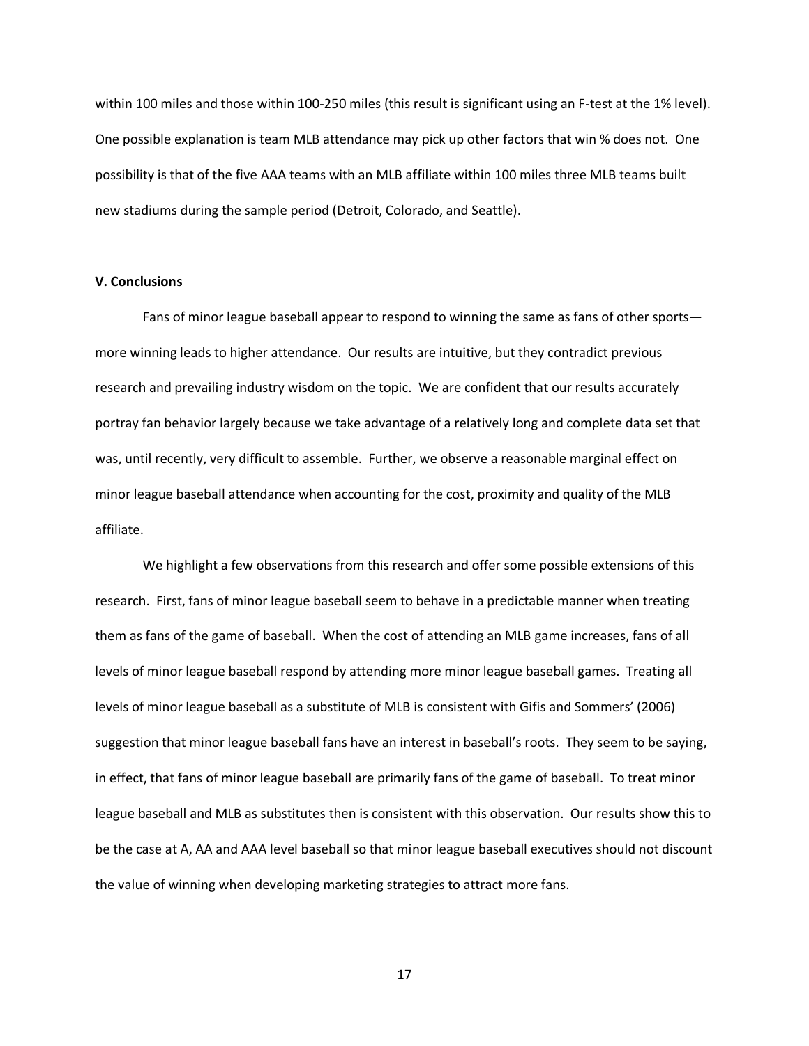within 100 miles and those within 100-250 miles (this result is significant using an F-test at the 1% level). One possible explanation is team MLB attendance may pick up other factors that win % does not. One possibility is that of the five AAA teams with an MLB affiliate within 100 miles three MLB teams built new stadiums during the sample period (Detroit, Colorado, and Seattle).

## V. Conclusions

Fans of minor league baseball appear to respond to winning the same as fans of other sports—more winning leads to higher attendance. Our results are intuitive, but they contradict previous research and prevailing industry wisdom on the topic. We are confident that our results accurately portray fan behavior largely because we take advantage of a relatively long and complete data set that was, until recently, very difficult to assemble. Further, we observe a reasonable marginal effect on minor league baseball attendance when accounting for the cost, proximity and quality of the MLB affiliate.

We highlight a few observations from this research and offer some possible extensions of this research. First, fans of minor league baseball seem to behave in a predictable manner when treating them as fans of the game of baseball. When the cost of attending an MLB game increases, fans of all levels of minor league baseball respond by attending more minor league baseball games. Treating all levels of minor league baseball as a substitute of MLB is consistent with Gifis and Sommers' (2006) suggestion that minor league baseball fans have an interest in baseball's roots. They seem to be saying, in effect, that fans of minor league baseball are primarily fans of the game of baseball. To treat minor league baseball and MLB as substitutes then is consistent with this observation. Our results show this to be the case at A, AA and AAA level baseball so that minor league baseball executives should not discount the value of winning when developing marketing strategies to attract more fans.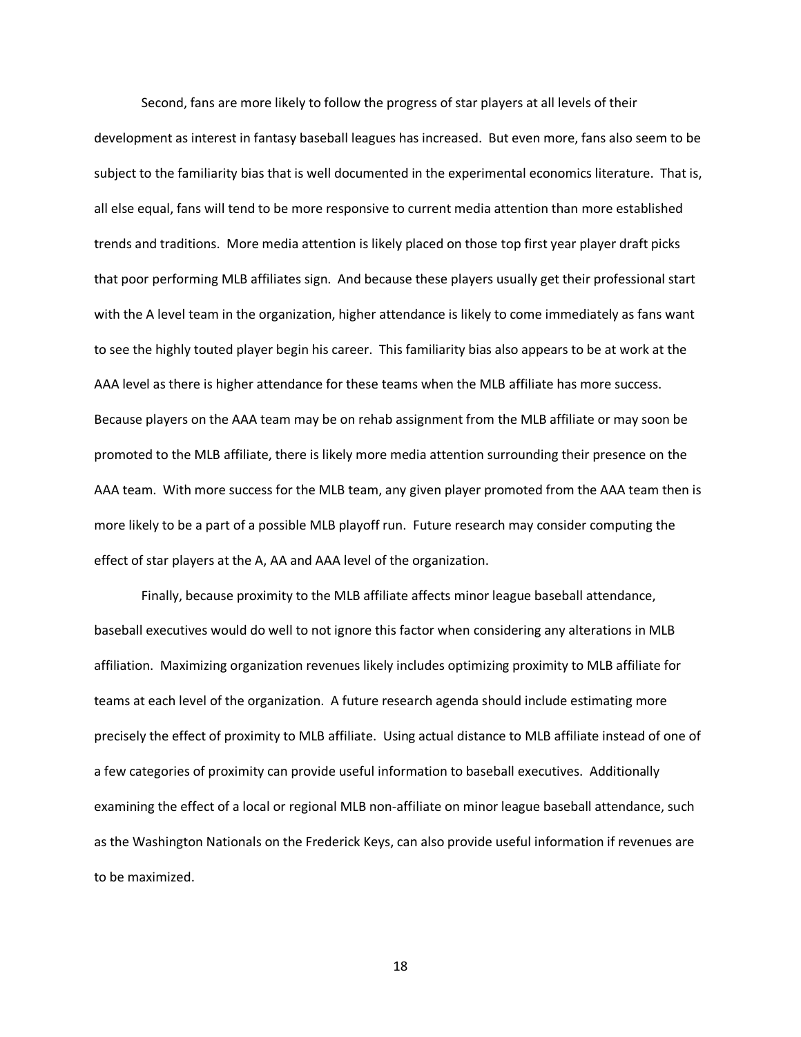Second, fans are more likely to follow the progress of star players at all levels of their development as interest in fantasy baseball leagues has increased. But even more, fans also seem to be subject to the familiarity bias that is well documented in the experimental economics literature. That is, all else equal, fans will tend to be more responsive to current media attention than more established trends and traditions. More media attention is likely placed on those top first year player draft picks that poor performing MLB affiliates sign. And because these players usually get their professional start with the A level team in the organization, higher attendance is likely to come immediately as fans want to see the highly touted player begin his career. This familiarity bias also appears to be at work at the AAA level as there is higher attendance for these teams when the MLB affiliate has more success. Because players on the AAA team may be on rehab assignment from the MLB affiliate or may soon be promoted to the MLB affiliate, there is likely more media attention surrounding their presence on the AAA team. With more success for the MLB team, any given player promoted from the AAA team then is more likely to be a part of a possible MLB playoff run. Future research may consider computing the effect of star players at the A, AA and AAA level of the organization.

Finally, because proximity to the MLB affiliate affects minor league baseball attendance, baseball executives would do well to not ignore this factor when considering any alterations in MLB affiliation. Maximizing organization revenues likely includes optimizing proximity to MLB affiliate for teams at each level of the organization. A future research agenda should include estimating more precisely the effect of proximity to MLB affiliate. Using actual distance to MLB affiliate instead of one of a few categories of proximity can provide useful information to baseball executives. Additionally examining the effect of a local or regional MLB non-affiliate on minor league baseball attendance, such as the Washington Nationals on the Frederick Keys, can also provide useful information if revenues are to be maximized.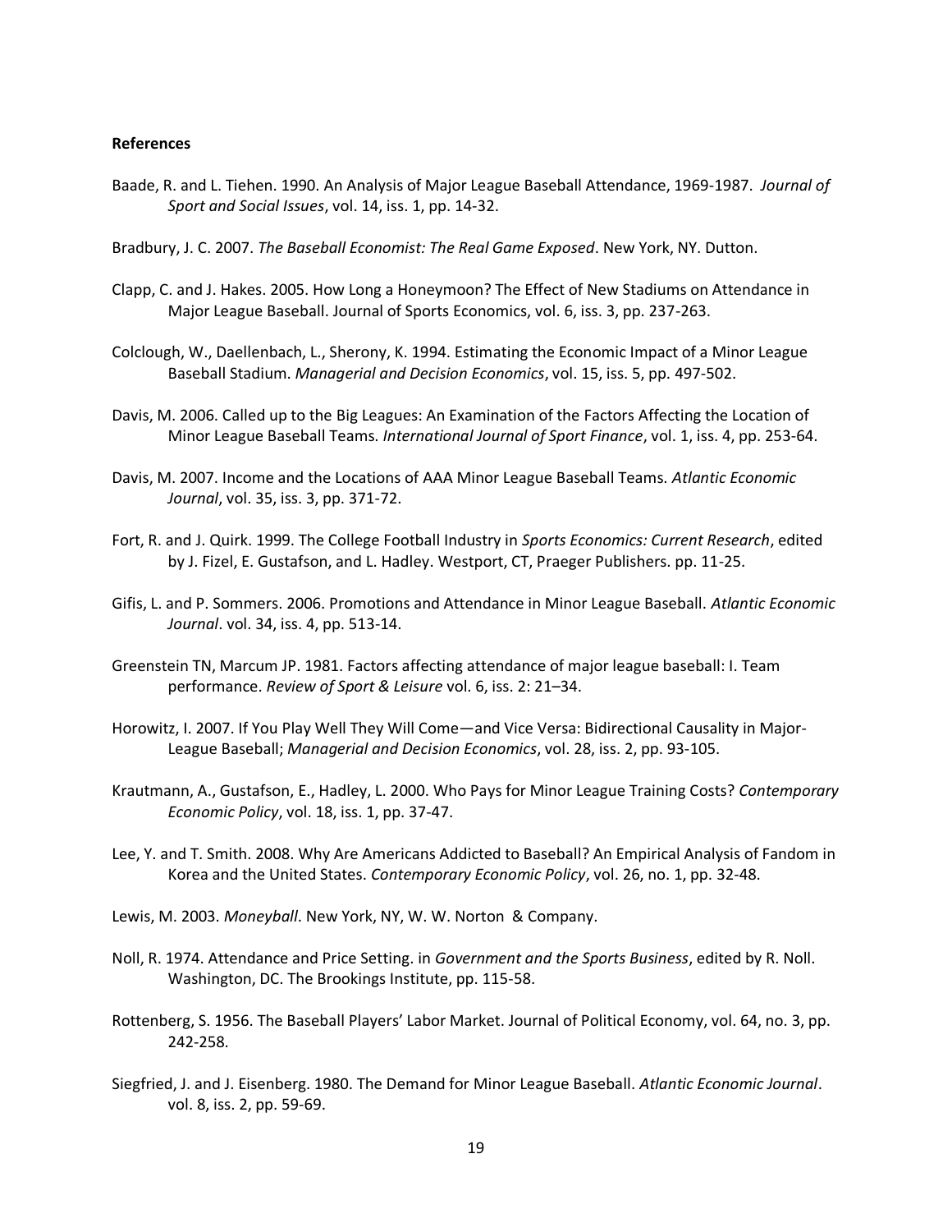**References**

Baade, R. and L. Tiehen. 1990. An Analysis of Major League Baseball Attendance, 1969-1987. *Journal of Sport and Social Issues*, vol. 14, iss. 1, pp. 14-32.

Bradbury, J. C. 2007. *The Baseball Economist: The Real Game Exposed*. New York, NY. Dutton.

Clapp, C. and J. Hakes. 2005. How Long a Honeymoon? The Effect of New Stadiums on Attendance in Major League Baseball. Journal of Sports Economics, vol. 6, iss. 3, pp. 237-263.

Colclough, W., Daellenbach, L., Sherony, K. 1994. Estimating the Economic Impact of a Minor League Baseball Stadium. *Managerial and Decision Economics*, vol. 15, iss. 5, pp. 497-502.

Davis, M. 2006. Called up to the Big Leagues: An Examination of the Factors Affecting the Location of Minor League Baseball Teams. *International Journal of Sport Finance*, vol. 1, iss. 4, pp. 253-64.

Davis, M. 2007. Income and the Locations of AAA Minor League Baseball Teams. *Atlantic Economic Journal*, vol. 35, iss. 3, pp. 371-72.

Fort, R. and J. Quirk. 1999. The College Football Industry in *Sports Economics: Current Research*, edited by J. Fizel, E. Gustafson, and L. Hadley. Westport, CT, Praeger Publishers. pp. 11-25.

Gifis, L. and P. Sommers. 2006. Promotions and Attendance in Minor League Baseball. *Atlantic Economic Journal*. vol. 34, iss. 4, pp. 513-14.

Greenstein TN, Marcum JP. 1981. Factors affecting attendance of major league baseball: I. Team performance. *Review of Sport & Leisure* vol. 6, iss. 2: 21–34.

Horowitz, I. 2007. If You Play Well They Will Come—and Vice Versa: Bidirectional Causality in Major-League Baseball; *Managerial and Decision Economics*, vol. 28, iss. 2, pp. 93-105.

Krautmann, A., Gustafson, E., Hadley, L. 2000. Who Pays for Minor League Training Costs? *Contemporary Economic Policy*, vol. 18, iss. 1, pp. 37-47.

Lee, Y. and T. Smith. 2008. Why Are Americans Addicted to Baseball? An Empirical Analysis of Fandom in Korea and the United States. *Contemporary Economic Policy*, vol. 26, no. 1, pp. 32-48.

Lewis, M. 2003. *Moneyball*. New York, NY, W. W. Norton & Company.

Noll, R. 1974. Attendance and Price Setting. in *Government and the Sports Business*, edited by R. Noll. Washington, DC. The Brookings Institute, pp. 115-58.

Rottenberg, S. 1956. The Baseball Players' Labor Market. Journal of Political Economy, vol. 64, no. 3, pp. 242-258.

Siegfried, J. and J. Eisenberg. 1980. The Demand for Minor League Baseball. *Atlantic Economic Journal*. vol. 8, iss. 2, pp. 59-69.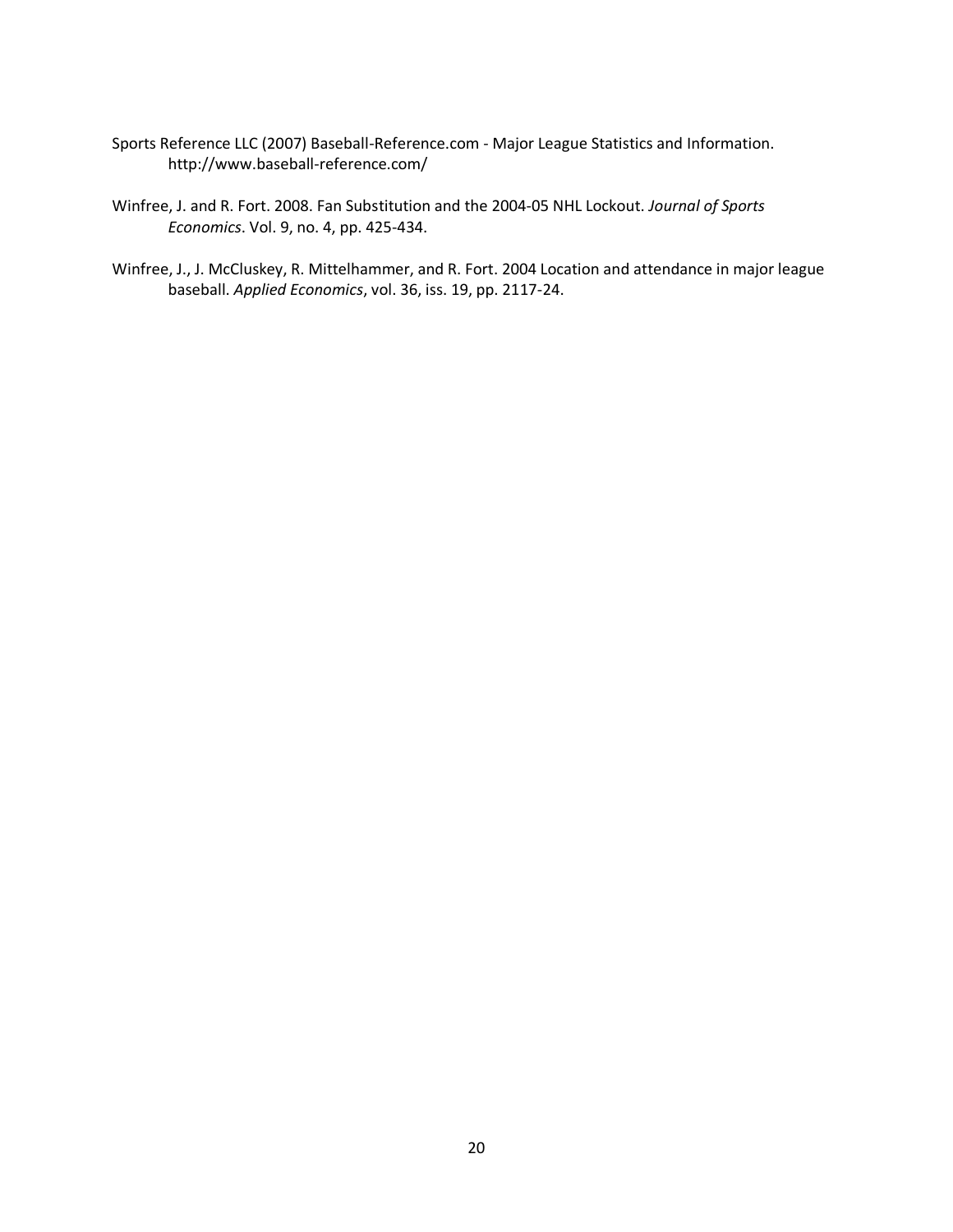Sports Reference LLC (2007) Baseball-Reference.com - Major League Statistics and Information. http://www.baseball-reference.com/

Winfree, J. and R. Fort. 2008. Fan Substitution and the 2004-05 NHL Lockout. *Journal of Sports Economics*. Vol. 9, no. 4, pp. 425-434.

Winfree, J., J. McCluskey, R. Mittelhammer, and R. Fort. 2004 Location and attendance in major league baseball. *Applied Economics*, vol. 36, iss. 19, pp. 2117-24.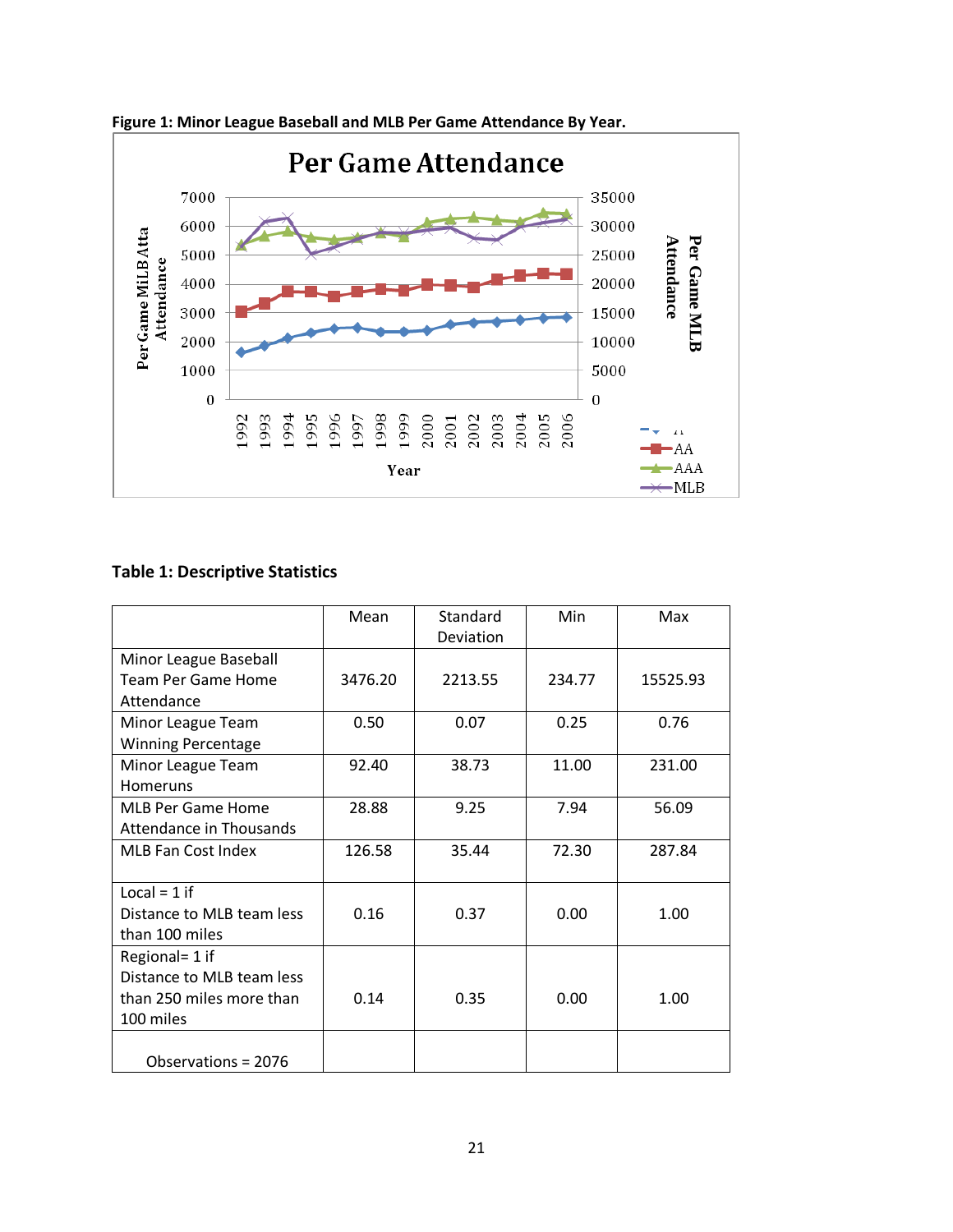**Figure 1: Minor League Baseball and MLB Per Game Attendance By Year.**

Per Game Attendance

Per Game MiLB Attendance

7000
6000
5000
4000
3000
2000
1000
0

Per Game MLB Attendance

35000
30000
25000
20000
15000
10000
5000
0

1992 1993 1994 1995 1996 1997 1998 1999 2000 2001 2002 2003 2004 2005 2006

Year

A
AA
AAA
MLB

**Table 1: Descriptive Statistics**

| | Mean | Standard Deviation | Min | Max |
|---|---|---|---|---|
| Minor League Baseball Team Per Game Home Attendance | 3476.20 | 2213.55 | 234.77 | 15525.93 |
| Minor League Team Winning Percentage | 0.50 | 0.07 | 0.25 | 0.76 |
| Minor League Team Homeruns | 92.40 | 38.73 | 11.00 | 231.00 |
| MLB Per Game Home Attendance in Thousands | 28.88 | 9.25 | 7.94 | 56.09 |
| MLB Fan Cost Index | 126.58 | 35.44 | 72.30 | 287.84 |
| Local = 1 if Distance to MLB team less than 100 miles | 0.16 | 0.37 | 0.00 | 1.00 |
| Regional= 1 if Distance to MLB team less than 250 miles more than 100 miles | 0.14 | 0.35 | 0.00 | 1.00 |
| Observations = 2076 | | | | |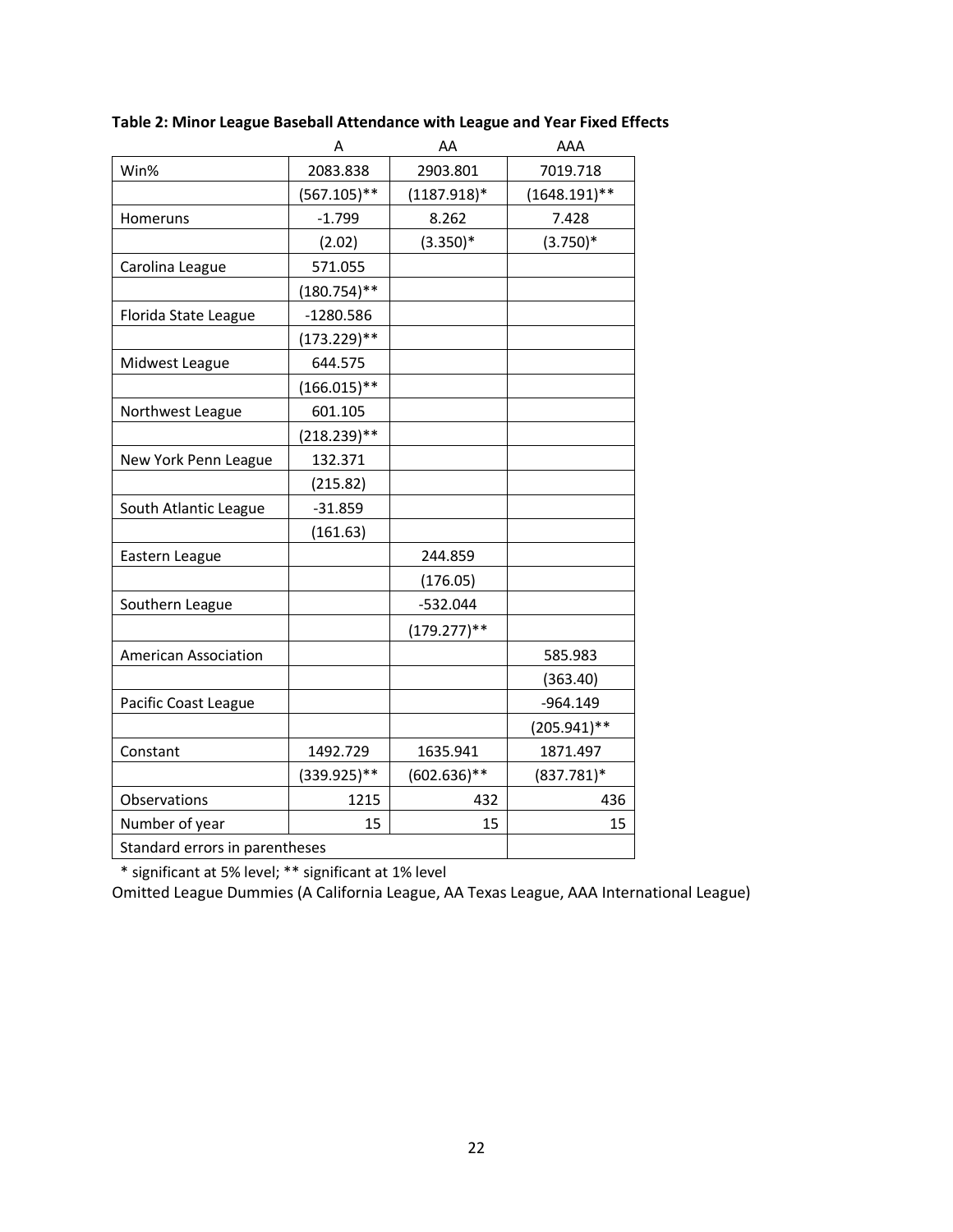**Table 2: Minor League Baseball Attendance with League and Year Fixed Effects**

| | A | AA | AAA |
|---|---|---|---|
| Win% | 2083.838 | 2903.801 | 7019.718 |
| | (567.105)** | (1187.918)* | (1648.191)** |
| Homeruns | -1.799 | 8.262 | 7.428 |
| | (2.02) | (3.350)* | (3.750)* |
| Carolina League | 571.055 | | |
| | (180.754)** | | |
| Florida State League | -1280.586 | | |
| | (173.229)** | | |
| Midwest League | 644.575 | | |
| | (166.015)** | | |
| Northwest League | 601.105 | | |
| | (218.239)** | | |
| New York Penn League | 132.371 | | |
| | (215.82) | | |
| South Atlantic League | -31.859 | | |
| | (161.63) | | |
| Eastern League | | 244.859 | |
| | | (176.05) | |
| Southern League | | -532.044 | |
| | | (179.277)** | |
| American Association | | | 585.983 |
| | | | (363.40) |
| Pacific Coast League | | | -964.149 |
| | | | (205.941)** |
| Constant | 1492.729 | 1635.941 | 1871.497 |
| | (339.925)** | (602.636)** | (837.781)* |
| Observations | 1215 | 432 | 436 |
| Number of year | 15 | 15 | 15 |
| Standard errors in parentheses | | | |

\* significant at 5% level; ** significant at 1% level

Omitted League Dummies (A California League, AA Texas League, AAA International League)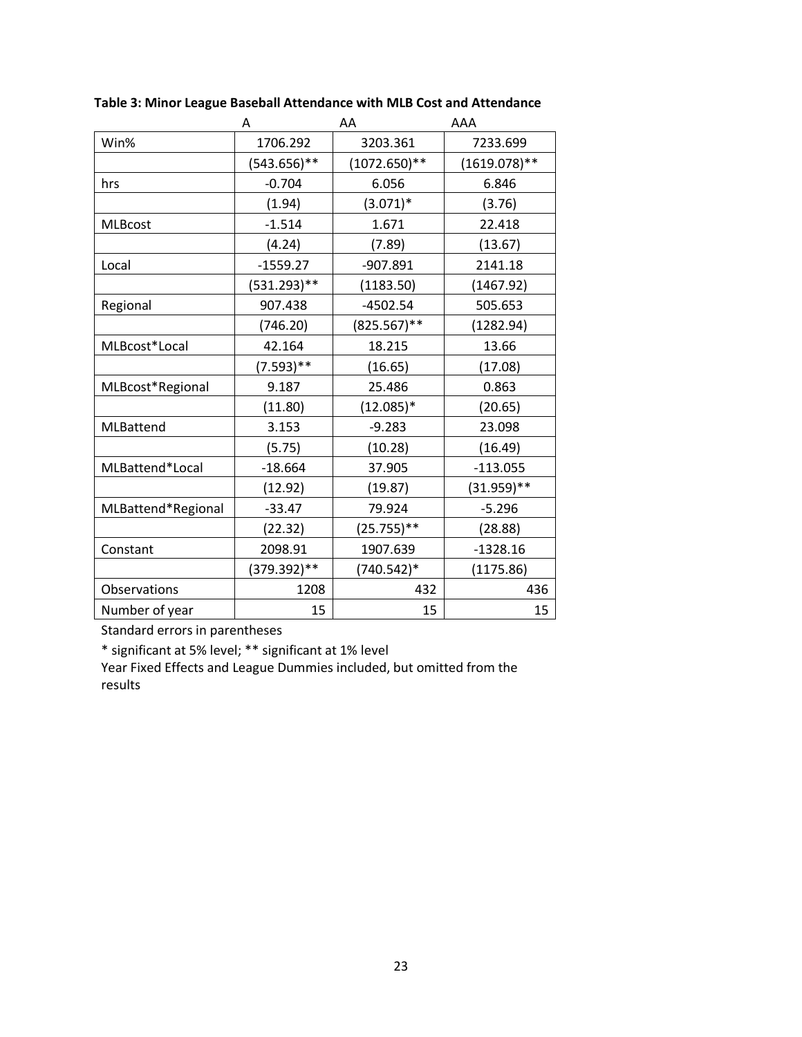**Table 3: Minor League Baseball Attendance with MLB Cost and Attendance**

| | A | AA | AAA |
|---|---|---|---|
| Win% | 1706.292 | 3203.361 | 7233.699 |
| | (543.656)** | (1072.650)** | (1619.078)** |
| hrs | -0.704 | 6.056 | 6.846 |
| | (1.94) | (3.071)* | (3.76) |
| MLBcost | -1.514 | 1.671 | 22.418 |
| | (4.24) | (7.89) | (13.67) |
| Local | -1559.27 | -907.891 | 2141.18 |
| | (531.293)** | (1183.50) | (1467.92) |
| Regional | 907.438 | -4502.54 | 505.653 |
| | (746.20) | (825.567)** | (1282.94) |
| MLBcost*Local | 42.164 | 18.215 | 13.66 |
| | (7.593)** | (16.65) | (17.08) |
| MLBcost*Regional | 9.187 | 25.486 | 0.863 |
| | (11.80) | (12.085)* | (20.65) |
| MLBattend | 3.153 | -9.283 | 23.098 |
| | (5.75) | (10.28) | (16.49) |
| MLBattend*Local | -18.664 | 37.905 | -113.055 |
| | (12.92) | (19.87) | (31.959)** |
| MLBattend*Regional | -33.47 | 79.924 | -5.296 |
| | (22.32) | (25.755)** | (28.88) |
| Constant | 2098.91 | 1907.639 | -1328.16 |
| | (379.392)** | (740.542)* | (1175.86) |
| Observations | 1208 | 432 | 436 |
| Number of year | 15 | 15 | 15 |

Standard errors in parentheses

* significant at 5% level; ** significant at 1% level

Year Fixed Effects and League Dummies included, but omitted from the results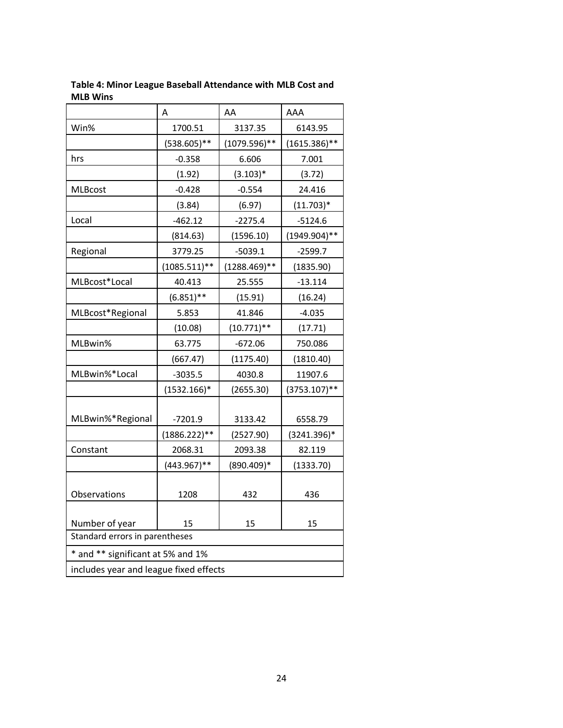**Table 4: Minor League Baseball Attendance with MLB Cost and MLB Wins**

| | A | AA | AAA |
|---|---|---|---|
| Win% | 1700.51 | 3137.35 | 6143.95 |
| | (538.605)** | (1079.596)** | (1615.386)** |
| hrs | -0.358 | 6.606 | 7.001 |
| | (1.92) | (3.103)* | (3.72) |
| MLBcost | -0.428 | -0.554 | 24.416 |
| | (3.84) | (6.97) | (11.703)* |
| Local | -462.12 | -2275.4 | -5124.6 |
| | (814.63) | (1596.10) | (1949.904)** |
| Regional | 3779.25 | -5039.1 | -2599.7 |
| | (1085.511)** | (1288.469)** | (1835.90) |
| MLBcost*Local | 40.413 | 25.555 | -13.114 |
| | (6.851)** | (15.91) | (16.24) |
| MLBcost*Regional | 5.853 | 41.846 | -4.035 |
| | (10.08) | (10.771)** | (17.71) |
| MLBwin% | 63.775 | -672.06 | 750.086 |
| | (667.47) | (1175.40) | (1810.40) |
| MLBwin%*Local | -3035.5 | 4030.8 | 11907.6 |
| | (1532.166)* | (2655.30) | (3753.107)** |
| MLBwin%*Regional | -7201.9 | 3133.42 | 6558.79 |
| | (1886.222)** | (2527.90) | (3241.396)* |
| Constant | 2068.31 | 2093.38 | 82.119 |
| | (443.967)** | (890.409)* | (1333.70) |
| Observations | 1208 | 432 | 436 |
| Number of year | 15 | 15 | 15 |
| Standard errors in parentheses | | | |
| * and ** significant at 5% and 1% | | | |
| includes year and league fixed effects | | | |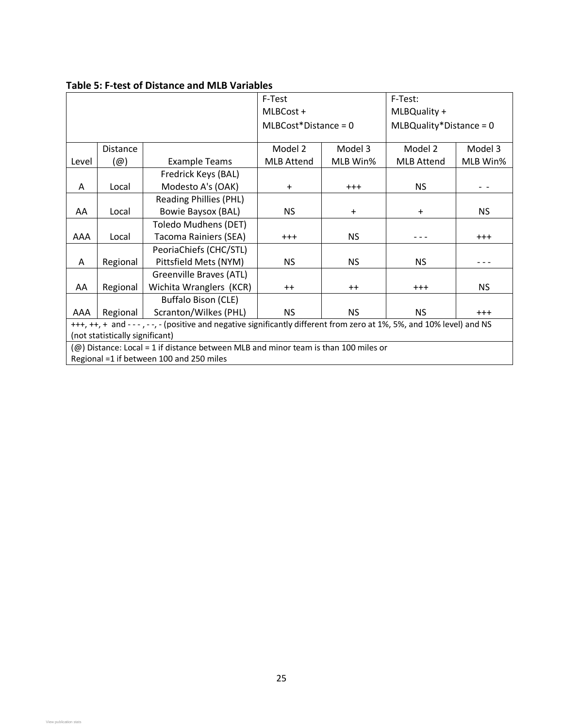**Table 5: F-test of Distance and MLB Variables**

| | | | F-Test MLBCost + MLBCost*Distance = 0 | | F-Test: MLBQuality + MLBQuality*Distance = 0 | |
|---|---|---|---|---|---|---|
| Level | Distance (@) | Example Teams | Model 2 MLB Attend | Model 3 MLB Win% | Model 2 MLB Attend | Model 3 MLB Win% |
| A | Local | Fredrick Keys (BAL) Modesto A's (OAK) | + | +++ | NS | - - |
| AA | Local | Reading Phillies (PHL) Bowie Baysox (BAL) | NS | + | + | NS |
| AAA | Local | Toledo Mudhens (DET) Tacoma Rainiers (SEA) | +++ | NS | - - - | +++ |
| A | Regional | PeoriaChiefs (CHC/STL) Pittsfield Mets (NYM) | NS | NS | NS | - - - |
| AA | Regional | Greenville Braves (ATL) Wichita Wranglers (KCR) | ++ | ++ | +++ | NS |
| AAA | Regional | Buffalo Bison (CLE) Scranton/Wilkes (PHL) | NS | NS | NS | +++ |

+++, ++, + and - - - , - -, - (positive and negative significantly different from zero at 1%, 5%, and 10% level) and NS (not statistically significant)

(@) Distance: Local = 1 if distance between MLB and minor team is than 100 miles or Regional =1 if between 100 and 250 miles